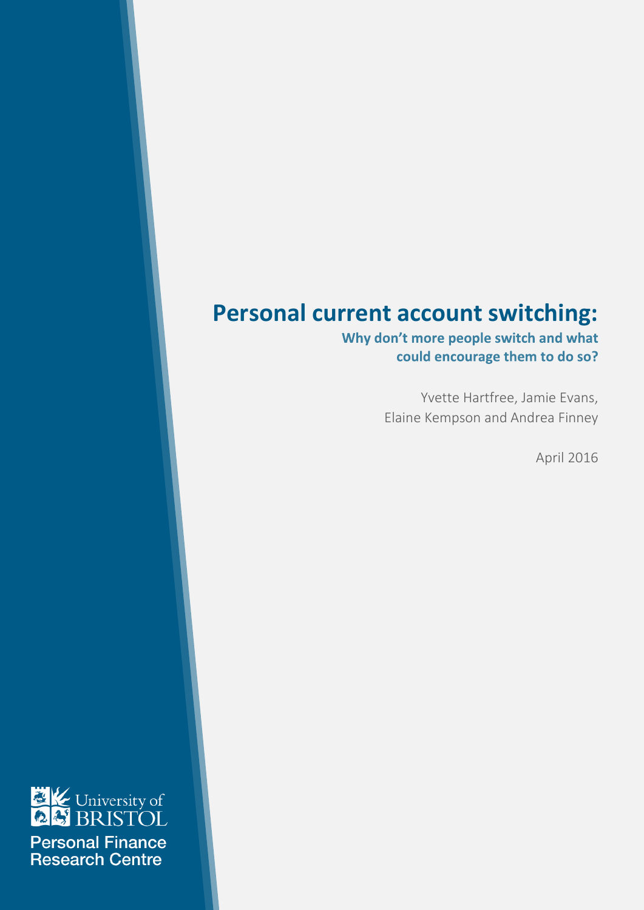# Personal current account switching:

## Why don't more people switch and what could encourage them to do so?

Yvette Hartfree, Jamie Evans,
Elaine Kempson and Andrea Finney

April 2016

University of BRISTOL

Personal Finance Research Centre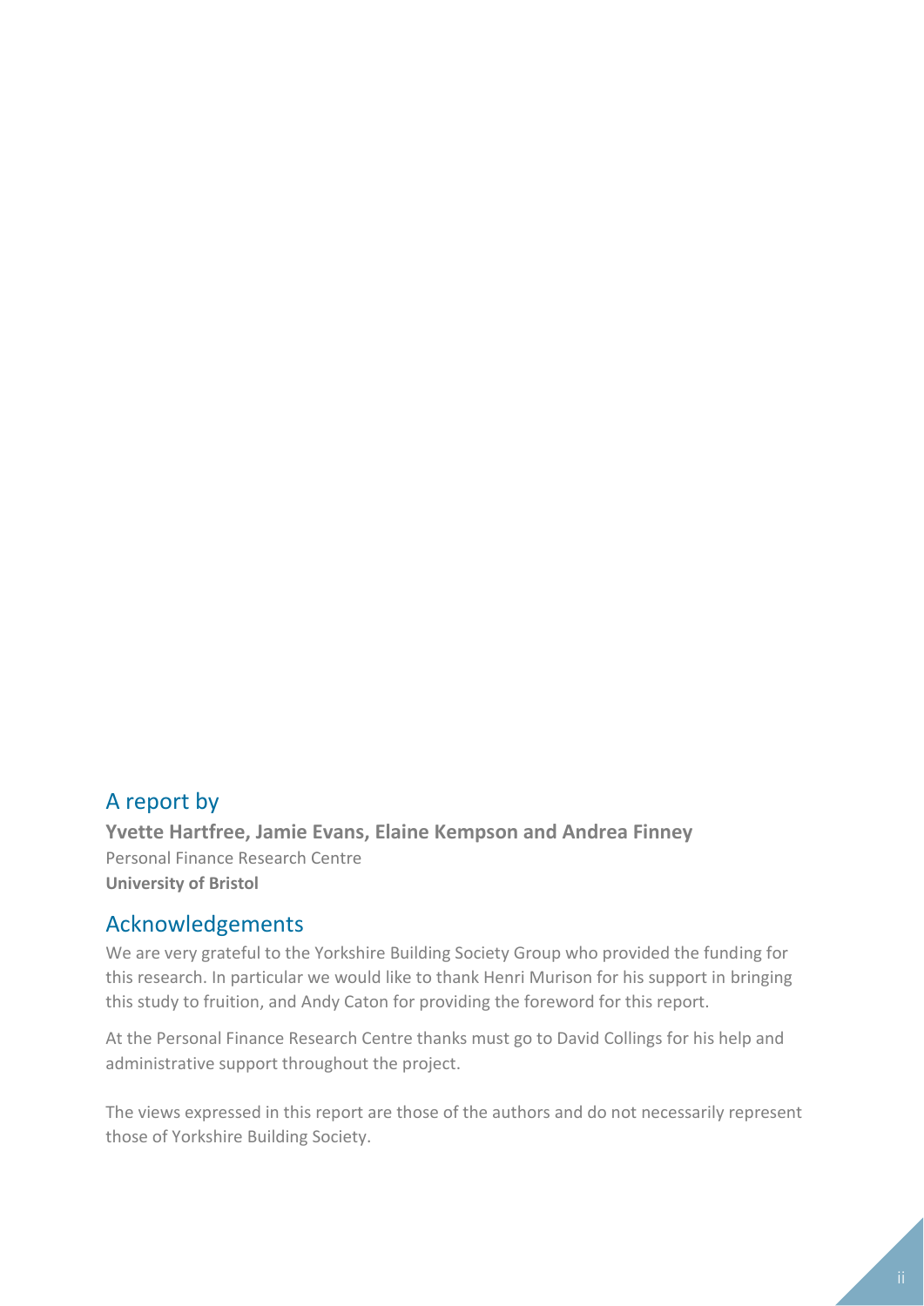## A report by

**Yvette Hartfree, Jamie Evans, Elaine Kempson and Andrea Finney**
Personal Finance Research Centre
**University of Bristol**

## Acknowledgements

We are very grateful to the Yorkshire Building Society Group who provided the funding for this research. In particular we would like to thank Henri Murison for his support in bringing this study to fruition, and Andy Caton for providing the foreword for this report.

At the Personal Finance Research Centre thanks must go to David Collings for his help and administrative support throughout the project.

The views expressed in this report are those of the authors and do not necessarily represent those of Yorkshire Building Society.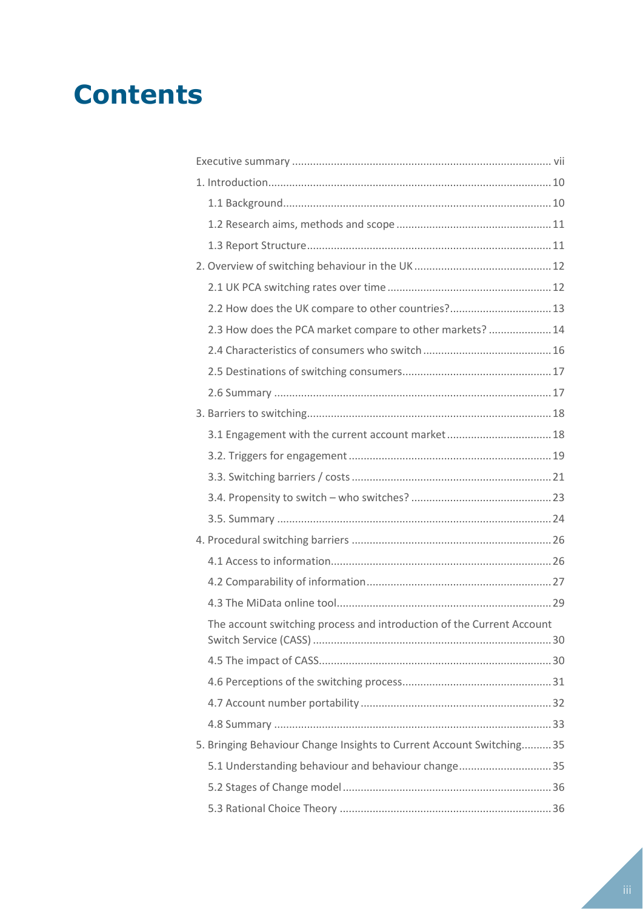# Contents

- Executive summary ..... vii
- 1. Introduction ..... 10
  - 1.1 Background ..... 10
  - 1.2 Research aims, methods and scope ..... 11
  - 1.3 Report Structure ..... 11
- 2. Overview of switching behaviour in the UK ..... 12
  - 2.1 UK PCA switching rates over time ..... 12
  - 2.2 How does the UK compare to other countries? ..... 13
  - 2.3 How does the PCA market compare to other markets? ..... 14
  - 2.4 Characteristics of consumers who switch ..... 16
  - 2.5 Destinations of switching consumers ..... 17
  - 2.6 Summary ..... 17
- 3. Barriers to switching ..... 18
  - 3.1 Engagement with the current account market ..... 18
  - 3.2. Triggers for engagement ..... 19
  - 3.3. Switching barriers / costs ..... 21
  - 3.4. Propensity to switch – who switches? ..... 23
  - 3.5. Summary ..... 24
- 4. Procedural switching barriers ..... 26
  - 4.1 Access to information ..... 26
  - 4.2 Comparability of information ..... 27
  - 4.3 The MiData online tool ..... 29
  - The account switching process and introduction of the Current Account Switch Service (CASS) ..... 30
  - 4.5 The impact of CASS ..... 30
  - 4.6 Perceptions of the switching process ..... 31
  - 4.7 Account number portability ..... 32
  - 4.8 Summary ..... 33
- 5. Bringing Behaviour Change Insights to Current Account Switching ..... 35
  - 5.1 Understanding behaviour and behaviour change ..... 35
  - 5.2 Stages of Change model ..... 36
  - 5.3 Rational Choice Theory ..... 36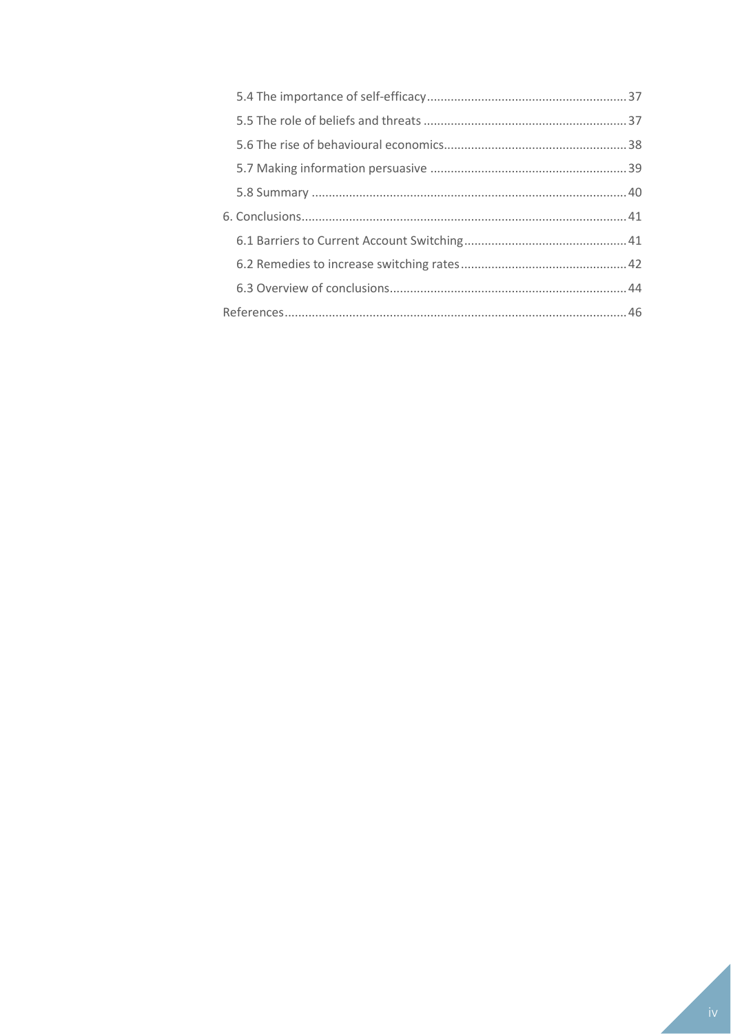- 5.4 The importance of self-efficacy....37
- 5.5 The role of beliefs and threats....37
- 5.6 The rise of behavioural economics....38
- 5.7 Making information persuasive....39
- 5.8 Summary....40

6. Conclusions....41

- 6.1 Barriers to Current Account Switching....41
- 6.2 Remedies to increase switching rates....42
- 6.3 Overview of conclusions....44

References....46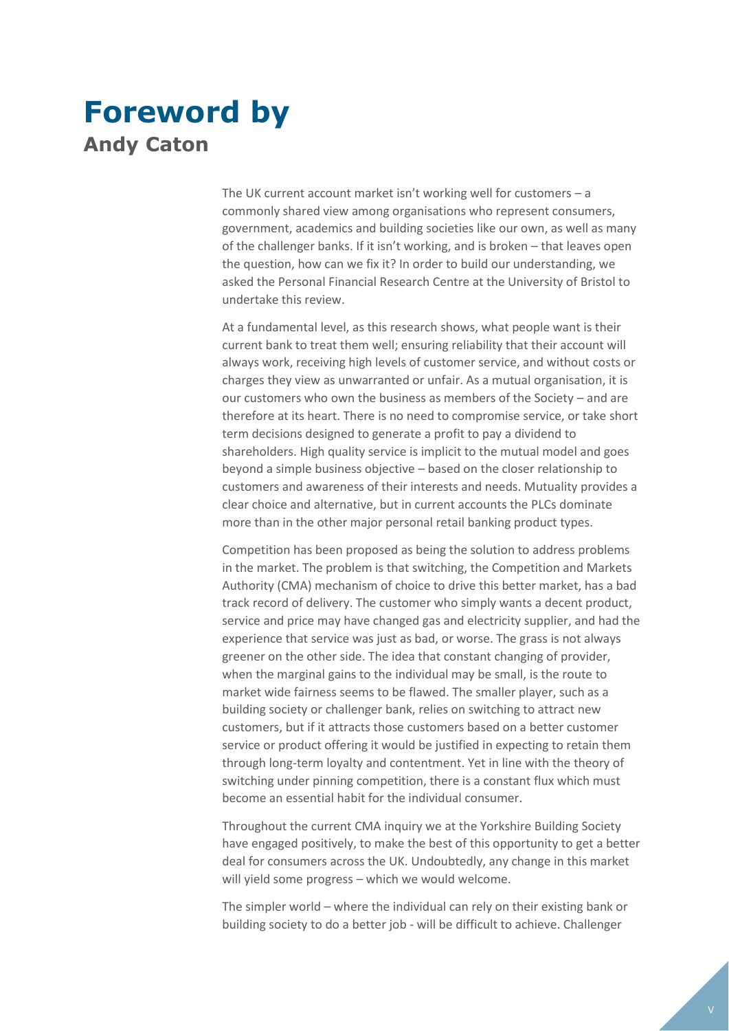# Foreword by
## Andy Caton

The UK current account market isn't working well for customers – a commonly shared view among organisations who represent consumers, government, academics and building societies like our own, as well as many of the challenger banks. If it isn't working, and is broken – that leaves open the question, how can we fix it? In order to build our understanding, we asked the Personal Financial Research Centre at the University of Bristol to undertake this review.

At a fundamental level, as this research shows, what people want is their current bank to treat them well; ensuring reliability that their account will always work, receiving high levels of customer service, and without costs or charges they view as unwarranted or unfair. As a mutual organisation, it is our customers who own the business as members of the Society – and are therefore at its heart. There is no need to compromise service, or take short term decisions designed to generate a profit to pay a dividend to shareholders. High quality service is implicit to the mutual model and goes beyond a simple business objective – based on the closer relationship to customers and awareness of their interests and needs. Mutuality provides a clear choice and alternative, but in current accounts the PLCs dominate more than in the other major personal retail banking product types.

Competition has been proposed as being the solution to address problems in the market. The problem is that switching, the Competition and Markets Authority (CMA) mechanism of choice to drive this better market, has a bad track record of delivery. The customer who simply wants a decent product, service and price may have changed gas and electricity supplier, and had the experience that service was just as bad, or worse. The grass is not always greener on the other side. The idea that constant changing of provider, when the marginal gains to the individual may be small, is the route to market wide fairness seems to be flawed. The smaller player, such as a building society or challenger bank, relies on switching to attract new customers, but if it attracts those customers based on a better customer service or product offering it would be justified in expecting to retain them through long-term loyalty and contentment. Yet in line with the theory of switching under pinning competition, there is a constant flux which must become an essential habit for the individual consumer.

Throughout the current CMA inquiry we at the Yorkshire Building Society have engaged positively, to make the best of this opportunity to get a better deal for consumers across the UK. Undoubtedly, any change in this market will yield some progress – which we would welcome.

The simpler world – where the individual can rely on their existing bank or building society to do a better job - will be difficult to achieve. Challenger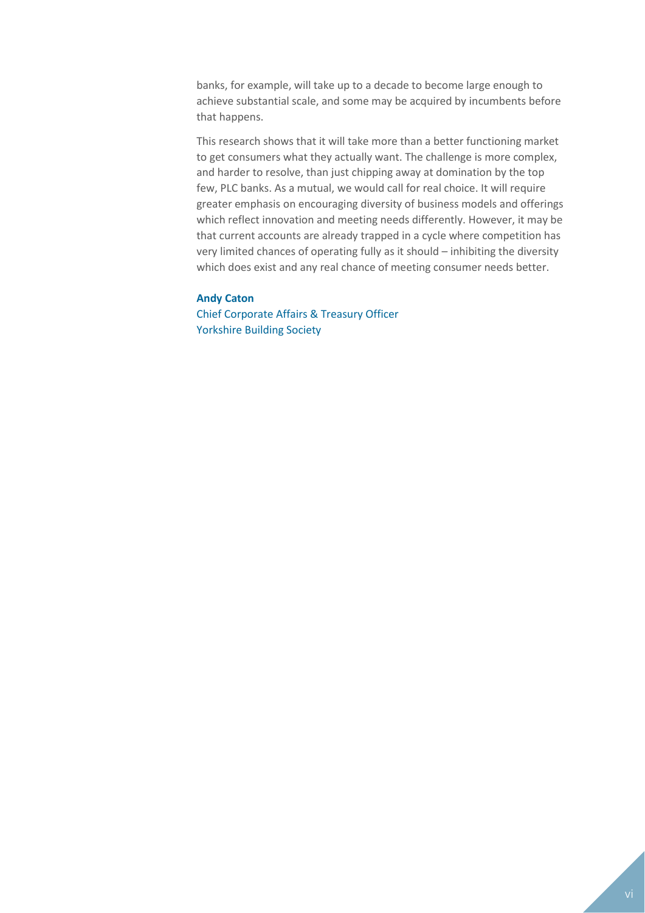banks, for example, will take up to a decade to become large enough to achieve substantial scale, and some may be acquired by incumbents before that happens.

This research shows that it will take more than a better functioning market to get consumers what they actually want. The challenge is more complex, and harder to resolve, than just chipping away at domination by the top few, PLC banks. As a mutual, we would call for real choice. It will require greater emphasis on encouraging diversity of business models and offerings which reflect innovation and meeting needs differently. However, it may be that current accounts are already trapped in a cycle where competition has very limited chances of operating fully as it should – inhibiting the diversity which does exist and any real chance of meeting consumer needs better.

**Andy Caton**
Chief Corporate Affairs & Treasury Officer
Yorkshire Building Society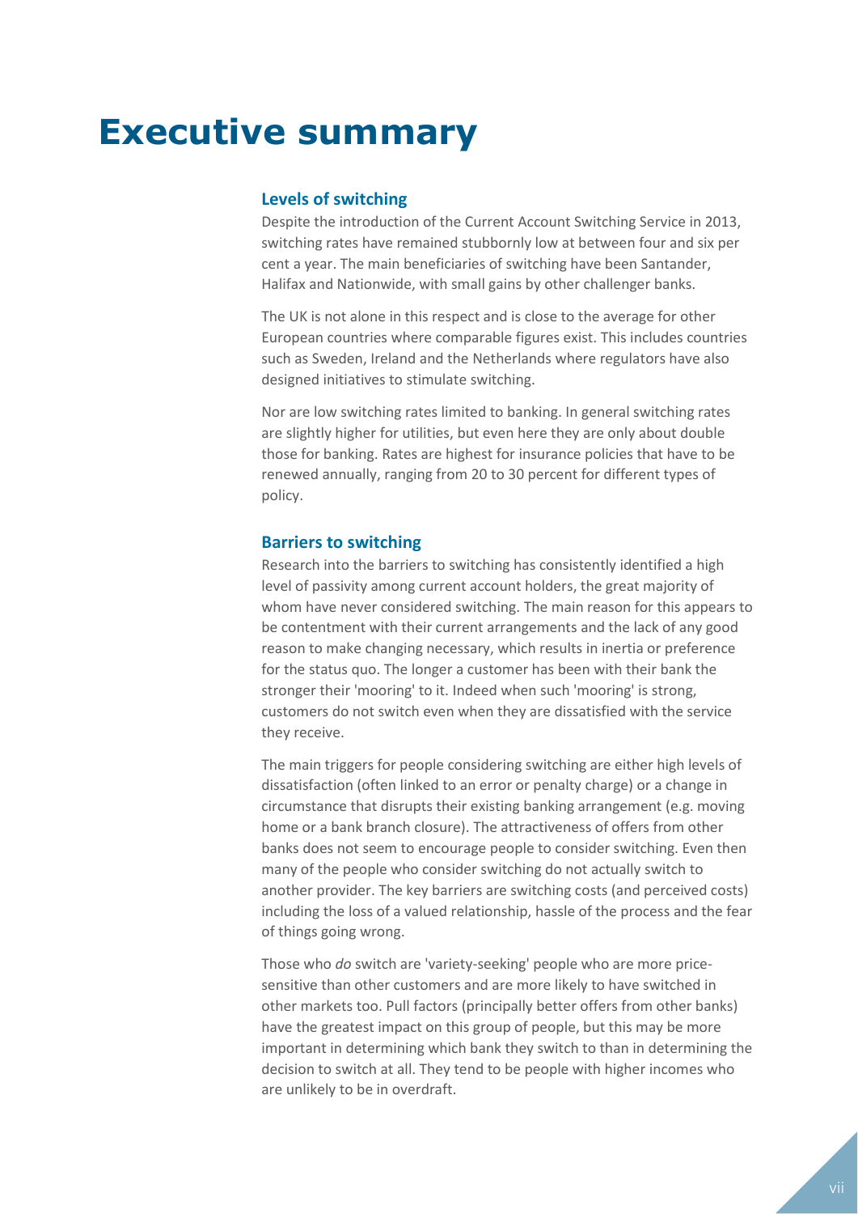# Executive summary

## Levels of switching

Despite the introduction of the Current Account Switching Service in 2013, switching rates have remained stubbornly low at between four and six per cent a year. The main beneficiaries of switching have been Santander, Halifax and Nationwide, with small gains by other challenger banks.

The UK is not alone in this respect and is close to the average for other European countries where comparable figures exist. This includes countries such as Sweden, Ireland and the Netherlands where regulators have also designed initiatives to stimulate switching.

Nor are low switching rates limited to banking. In general switching rates are slightly higher for utilities, but even here they are only about double those for banking. Rates are highest for insurance policies that have to be renewed annually, ranging from 20 to 30 percent for different types of policy.

## Barriers to switching

Research into the barriers to switching has consistently identified a high level of passivity among current account holders, the great majority of whom have never considered switching. The main reason for this appears to be contentment with their current arrangements and the lack of any good reason to make changing necessary, which results in inertia or preference for the status quo. The longer a customer has been with their bank the stronger their 'mooring' to it. Indeed when such 'mooring' is strong, customers do not switch even when they are dissatisfied with the service they receive.

The main triggers for people considering switching are either high levels of dissatisfaction (often linked to an error or penalty charge) or a change in circumstance that disrupts their existing banking arrangement (e.g. moving home or a bank branch closure). The attractiveness of offers from other banks does not seem to encourage people to consider switching. Even then many of the people who consider switching do not actually switch to another provider. The key barriers are switching costs (and perceived costs) including the loss of a valued relationship, hassle of the process and the fear of things going wrong.

Those who *do* switch are 'variety-seeking' people who are more price-sensitive than other customers and are more likely to have switched in other markets too. Pull factors (principally better offers from other banks) have the greatest impact on this group of people, but this may be more important in determining which bank they switch to than in determining the decision to switch at all. They tend to be people with higher incomes who are unlikely to be in overdraft.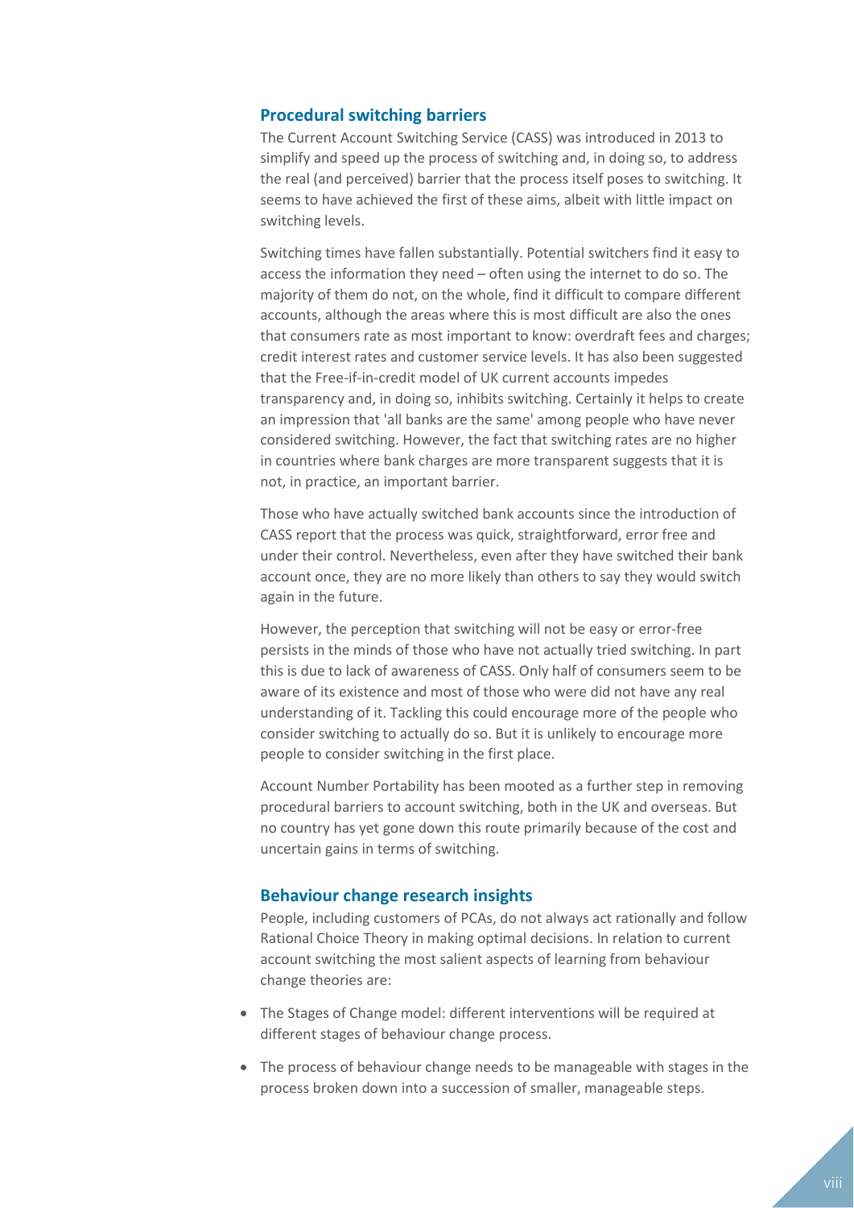### Procedural switching barriers

The Current Account Switching Service (CASS) was introduced in 2013 to simplify and speed up the process of switching and, in doing so, to address the real (and perceived) barrier that the process itself poses to switching. It seems to have achieved the first of these aims, albeit with little impact on switching levels.

Switching times have fallen substantially. Potential switchers find it easy to access the information they need – often using the internet to do so. The majority of them do not, on the whole, find it difficult to compare different accounts, although the areas where this is most difficult are also the ones that consumers rate as most important to know: overdraft fees and charges; credit interest rates and customer service levels. It has also been suggested that the Free-if-in-credit model of UK current accounts impedes transparency and, in doing so, inhibits switching. Certainly it helps to create an impression that 'all banks are the same' among people who have never considered switching. However, the fact that switching rates are no higher in countries where bank charges are more transparent suggests that it is not, in practice, an important barrier.

Those who have actually switched bank accounts since the introduction of CASS report that the process was quick, straightforward, error free and under their control. Nevertheless, even after they have switched their bank account once, they are no more likely than others to say they would switch again in the future.

However, the perception that switching will not be easy or error-free persists in the minds of those who have not actually tried switching. In part this is due to lack of awareness of CASS. Only half of consumers seem to be aware of its existence and most of those who were did not have any real understanding of it. Tackling this could encourage more of the people who consider switching to actually do so. But it is unlikely to encourage more people to consider switching in the first place.

Account Number Portability has been mooted as a further step in removing procedural barriers to account switching, both in the UK and overseas. But no country has yet gone down this route primarily because of the cost and uncertain gains in terms of switching.

### Behaviour change research insights

People, including customers of PCAs, do not always act rationally and follow Rational Choice Theory in making optimal decisions. In relation to current account switching the most salient aspects of learning from behaviour change theories are:

- The Stages of Change model: different interventions will be required at different stages of behaviour change process.
- The process of behaviour change needs to be manageable with stages in the process broken down into a succession of smaller, manageable steps.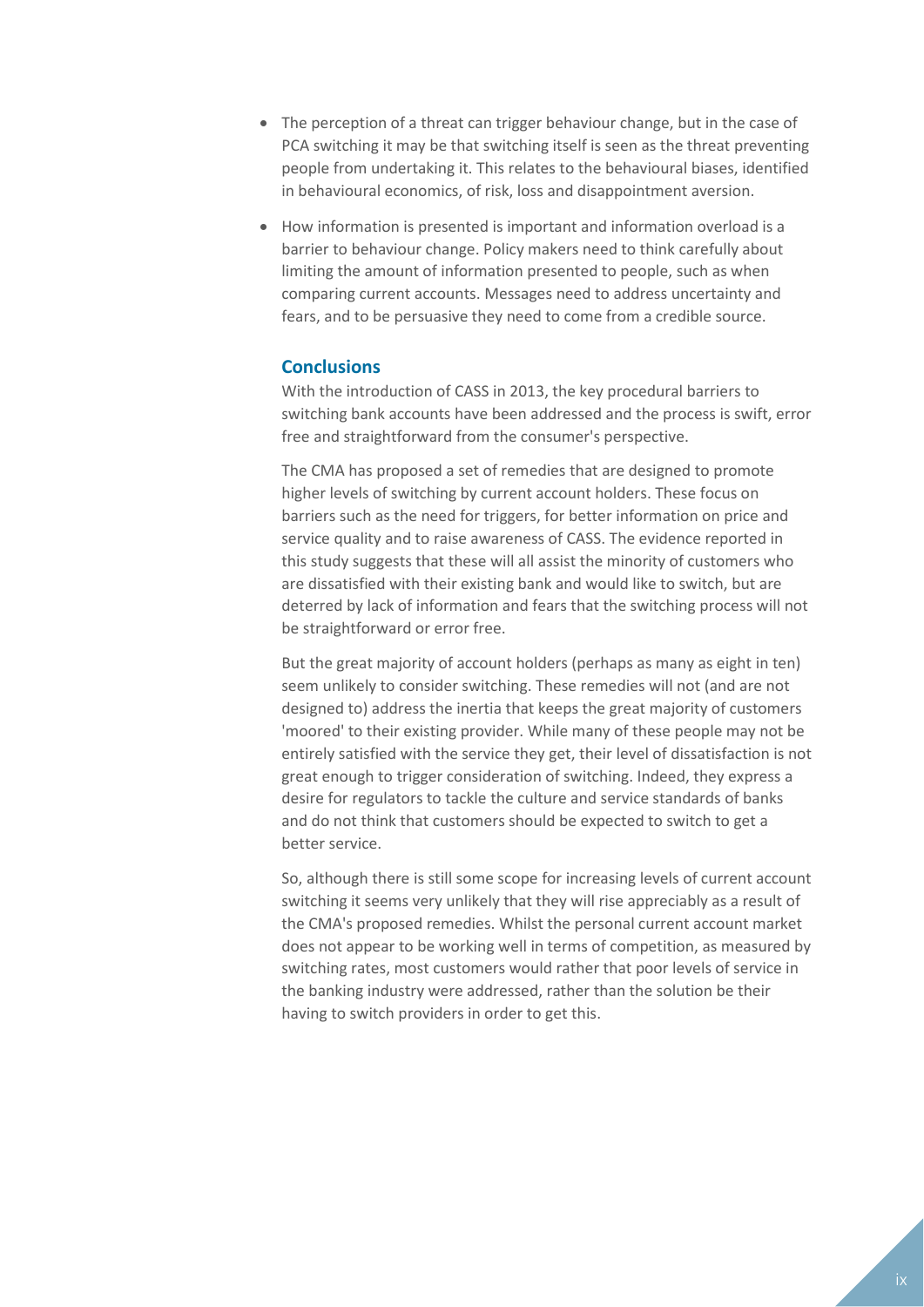- The perception of a threat can trigger behaviour change, but in the case of PCA switching it may be that switching itself is seen as the threat preventing people from undertaking it. This relates to the behavioural biases, identified in behavioural economics, of risk, loss and disappointment aversion.
- How information is presented is important and information overload is a barrier to behaviour change. Policy makers need to think carefully about limiting the amount of information presented to people, such as when comparing current accounts. Messages need to address uncertainty and fears, and to be persuasive they need to come from a credible source.

### Conclusions

With the introduction of CASS in 2013, the key procedural barriers to switching bank accounts have been addressed and the process is swift, error free and straightforward from the consumer's perspective.

The CMA has proposed a set of remedies that are designed to promote higher levels of switching by current account holders. These focus on barriers such as the need for triggers, for better information on price and service quality and to raise awareness of CASS. The evidence reported in this study suggests that these will all assist the minority of customers who are dissatisfied with their existing bank and would like to switch, but are deterred by lack of information and fears that the switching process will not be straightforward or error free.

But the great majority of account holders (perhaps as many as eight in ten) seem unlikely to consider switching. These remedies will not (and are not designed to) address the inertia that keeps the great majority of customers 'moored' to their existing provider. While many of these people may not be entirely satisfied with the service they get, their level of dissatisfaction is not great enough to trigger consideration of switching. Indeed, they express a desire for regulators to tackle the culture and service standards of banks and do not think that customers should be expected to switch to get a better service.

So, although there is still some scope for increasing levels of current account switching it seems very unlikely that they will rise appreciably as a result of the CMA's proposed remedies. Whilst the personal current account market does not appear to be working well in terms of competition, as measured by switching rates, most customers would rather that poor levels of service in the banking industry were addressed, rather than the solution be their having to switch providers in order to get this.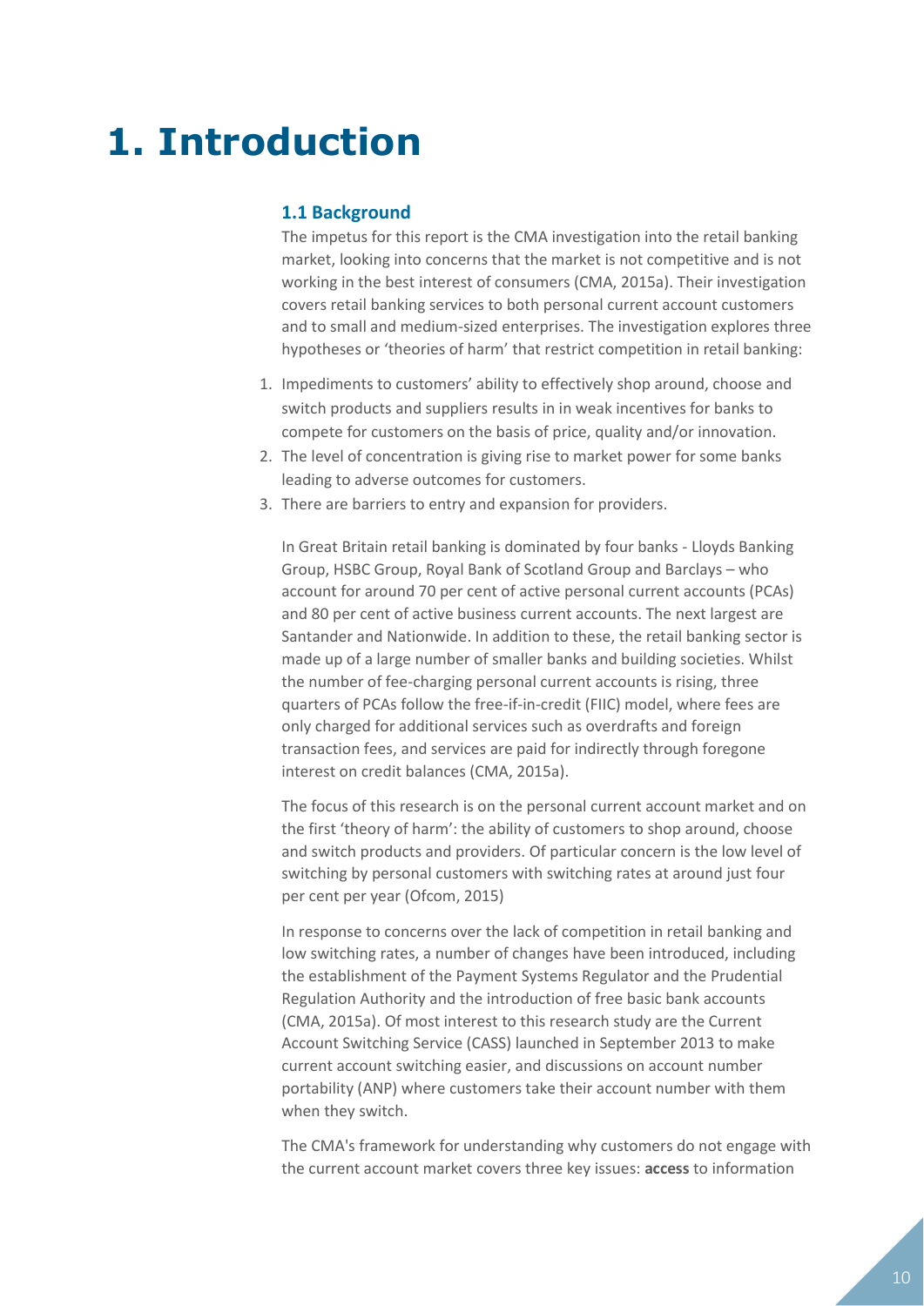# 1. Introduction

## 1.1 Background

The impetus for this report is the CMA investigation into the retail banking market, looking into concerns that the market is not competitive and is not working in the best interest of consumers (CMA, 2015a). Their investigation covers retail banking services to both personal current account customers and to small and medium-sized enterprises. The investigation explores three hypotheses or 'theories of harm' that restrict competition in retail banking:

1. Impediments to customers' ability to effectively shop around, choose and switch products and suppliers results in in weak incentives for banks to compete for customers on the basis of price, quality and/or innovation.
2. The level of concentration is giving rise to market power for some banks leading to adverse outcomes for customers.
3. There are barriers to entry and expansion for providers.

In Great Britain retail banking is dominated by four banks - Lloyds Banking Group, HSBC Group, Royal Bank of Scotland Group and Barclays – who account for around 70 per cent of active personal current accounts (PCAs) and 80 per cent of active business current accounts. The next largest are Santander and Nationwide. In addition to these, the retail banking sector is made up of a large number of smaller banks and building societies. Whilst the number of fee-charging personal current accounts is rising, three quarters of PCAs follow the free-if-in-credit (FIIC) model, where fees are only charged for additional services such as overdrafts and foreign transaction fees, and services are paid for indirectly through foregone interest on credit balances (CMA, 2015a).

The focus of this research is on the personal current account market and on the first 'theory of harm': the ability of customers to shop around, choose and switch products and providers. Of particular concern is the low level of switching by personal customers with switching rates at around just four per cent per year (Ofcom, 2015)

In response to concerns over the lack of competition in retail banking and low switching rates, a number of changes have been introduced, including the establishment of the Payment Systems Regulator and the Prudential Regulation Authority and the introduction of free basic bank accounts (CMA, 2015a). Of most interest to this research study are the Current Account Switching Service (CASS) launched in September 2013 to make current account switching easier, and discussions on account number portability (ANP) where customers take their account number with them when they switch.

The CMA's framework for understanding why customers do not engage with the current account market covers three key issues: **access** to information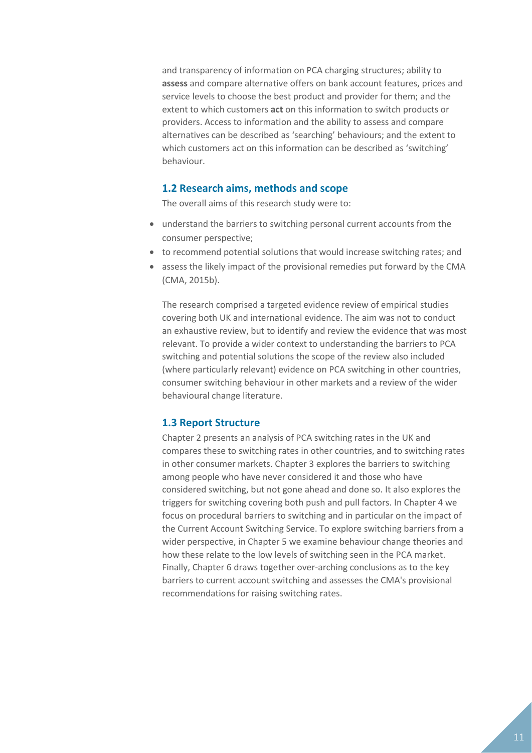and transparency of information on PCA charging structures; ability to **assess** and compare alternative offers on bank account features, prices and service levels to choose the best product and provider for them; and the extent to which customers **act** on this information to switch products or providers. Access to information and the ability to assess and compare alternatives can be described as 'searching' behaviours; and the extent to which customers act on this information can be described as 'switching' behaviour.

## 1.2 Research aims, methods and scope

The overall aims of this research study were to:

- understand the barriers to switching personal current accounts from the consumer perspective;
- to recommend potential solutions that would increase switching rates; and
- assess the likely impact of the provisional remedies put forward by the CMA (CMA, 2015b).

The research comprised a targeted evidence review of empirical studies covering both UK and international evidence. The aim was not to conduct an exhaustive review, but to identify and review the evidence that was most relevant. To provide a wider context to understanding the barriers to PCA switching and potential solutions the scope of the review also included (where particularly relevant) evidence on PCA switching in other countries, consumer switching behaviour in other markets and a review of the wider behavioural change literature.

## 1.3 Report Structure

Chapter 2 presents an analysis of PCA switching rates in the UK and compares these to switching rates in other countries, and to switching rates in other consumer markets. Chapter 3 explores the barriers to switching among people who have never considered it and those who have considered switching, but not gone ahead and done so. It also explores the triggers for switching covering both push and pull factors. In Chapter 4 we focus on procedural barriers to switching and in particular on the impact of the Current Account Switching Service. To explore switching barriers from a wider perspective, in Chapter 5 we examine behaviour change theories and how these relate to the low levels of switching seen in the PCA market. Finally, Chapter 6 draws together over-arching conclusions as to the key barriers to current account switching and assesses the CMA's provisional recommendations for raising switching rates.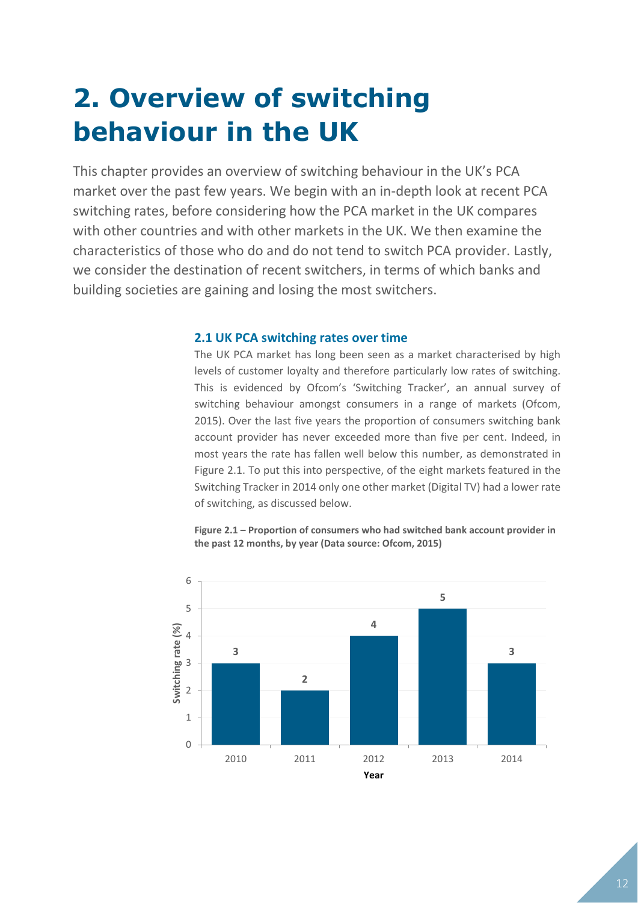# 2. Overview of switching behaviour in the UK

This chapter provides an overview of switching behaviour in the UK's PCA market over the past few years. We begin with an in-depth look at recent PCA switching rates, before considering how the PCA market in the UK compares with other countries and with other markets in the UK. We then examine the characteristics of those who do and do not tend to switch PCA provider. Lastly, we consider the destination of recent switchers, in terms of which banks and building societies are gaining and losing the most switchers.

## 2.1 UK PCA switching rates over time

The UK PCA market has long been seen as a market characterised by high levels of customer loyalty and therefore particularly low rates of switching. This is evidenced by Ofcom's 'Switching Tracker', an annual survey of switching behaviour amongst consumers in a range of markets (Ofcom, 2015). Over the last five years the proportion of consumers switching bank account provider has never exceeded more than five per cent. Indeed, in most years the rate has fallen well below this number, as demonstrated in Figure 2.1. To put this into perspective, of the eight markets featured in the Switching Tracker in 2014 only one other market (Digital TV) had a lower rate of switching, as discussed below.

**Figure 2.1 – Proportion of consumers who had switched bank account provider in the past 12 months, by year (Data source: Ofcom, 2015)**

| Year | Switching rate (%) |
|---|---|
| 2010 | 3 |
| 2011 | 2 |
| 2012 | 4 |
| 2013 | 5 |
| 2014 | 3 |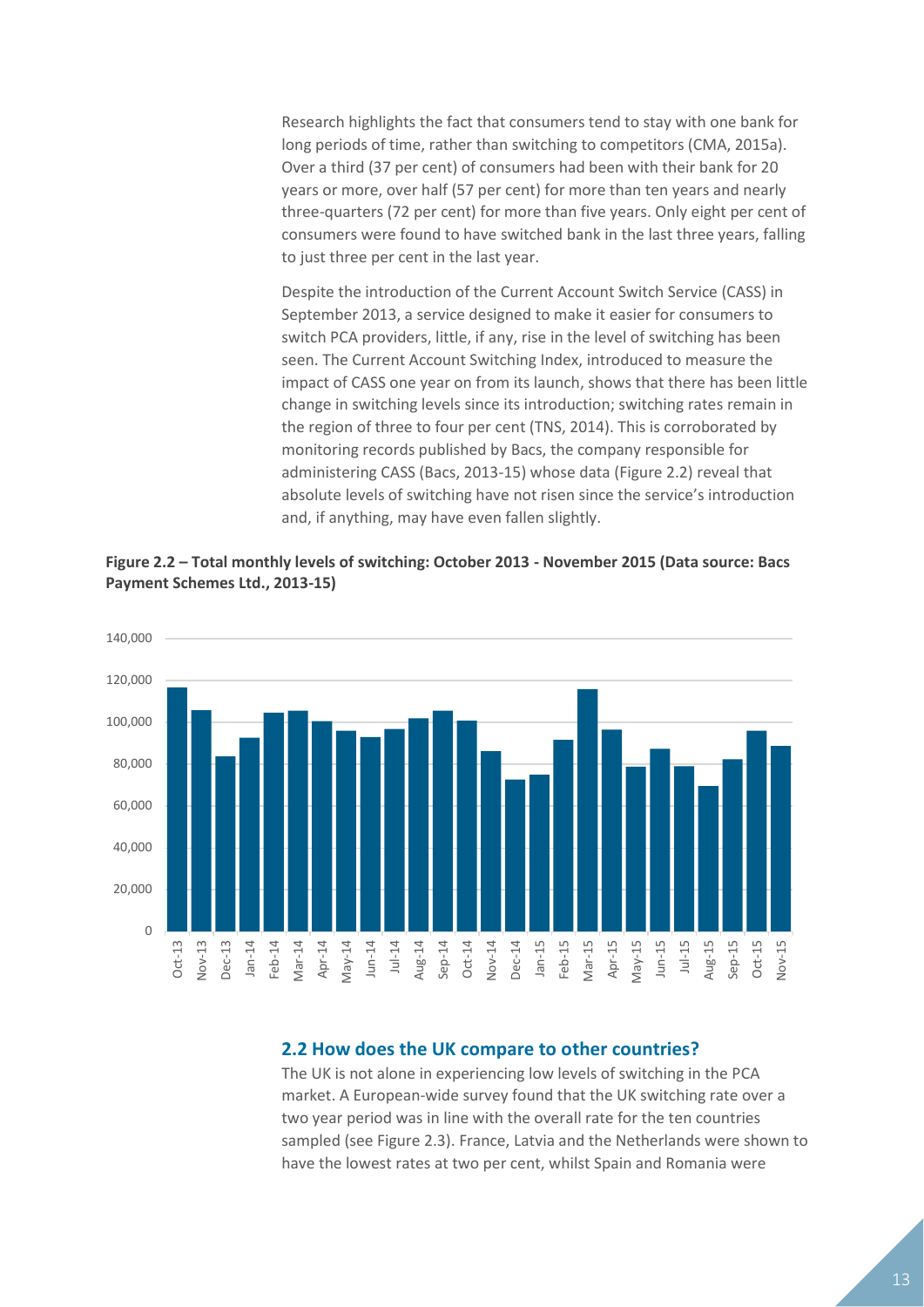Research highlights the fact that consumers tend to stay with one bank for long periods of time, rather than switching to competitors (CMA, 2015a). Over a third (37 per cent) of consumers had been with their bank for 20 years or more, over half (57 per cent) for more than ten years and nearly three-quarters (72 per cent) for more than five years. Only eight per cent of consumers were found to have switched bank in the last three years, falling to just three per cent in the last year.

Despite the introduction of the Current Account Switch Service (CASS) in September 2013, a service designed to make it easier for consumers to switch PCA providers, little, if any, rise in the level of switching has been seen. The Current Account Switching Index, introduced to measure the impact of CASS one year on from its launch, shows that there has been little change in switching levels since its introduction; switching rates remain in the region of three to four per cent (TNS, 2014). This is corroborated by monitoring records published by Bacs, the company responsible for administering CASS (Bacs, 2013-15) whose data (Figure 2.2) reveal that absolute levels of switching have not risen since the service's introduction and, if anything, may have even fallen slightly.

**Figure 2.2 – Total monthly levels of switching: October 2013 - November 2015 (Data source: Bacs Payment Schemes Ltd., 2013-15)**

## 2.2 How does the UK compare to other countries?

The UK is not alone in experiencing low levels of switching in the PCA market. A European-wide survey found that the UK switching rate over a two year period was in line with the overall rate for the ten countries sampled (see Figure 2.3). France, Latvia and the Netherlands were shown to have the lowest rates at two per cent, whilst Spain and Romania were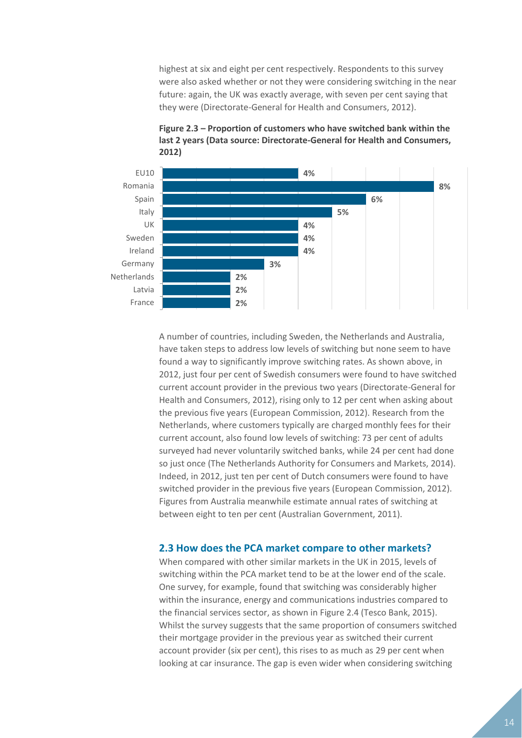highest at six and eight per cent respectively. Respondents to this survey were also asked whether or not they were considering switching in the near future: again, the UK was exactly average, with seven per cent saying that they were (Directorate-General for Health and Consumers, 2012).

**Figure 2.3 – Proportion of customers who have switched bank within the last 2 years (Data source: Directorate-General for Health and Consumers, 2012)**

| Country | Proportion |
|---|---|
| EU10 | 4% |
| Romania | 8% |
| Spain | 6% |
| Italy | 5% |
| UK | 4% |
| Sweden | 4% |
| Ireland | 4% |
| Germany | 3% |
| Netherlands | 2% |
| Latvia | 2% |
| France | 2% |

A number of countries, including Sweden, the Netherlands and Australia, have taken steps to address low levels of switching but none seem to have found a way to significantly improve switching rates. As shown above, in 2012, just four per cent of Swedish consumers were found to have switched current account provider in the previous two years (Directorate-General for Health and Consumers, 2012), rising only to 12 per cent when asking about the previous five years (European Commission, 2012). Research from the Netherlands, where customers typically are charged monthly fees for their current account, also found low levels of switching: 73 per cent of adults surveyed had never voluntarily switched banks, while 24 per cent had done so just once (The Netherlands Authority for Consumers and Markets, 2014). Indeed, in 2012, just ten per cent of Dutch consumers were found to have switched provider in the previous five years (European Commission, 2012). Figures from Australia meanwhile estimate annual rates of switching at between eight to ten per cent (Australian Government, 2011).

## 2.3 How does the PCA market compare to other markets?

When compared with other similar markets in the UK in 2015, levels of switching within the PCA market tend to be at the lower end of the scale. One survey, for example, found that switching was considerably higher within the insurance, energy and communications industries compared to the financial services sector, as shown in Figure 2.4 (Tesco Bank, 2015). Whilst the survey suggests that the same proportion of consumers switched their mortgage provider in the previous year as switched their current account provider (six per cent), this rises to as much as 29 per cent when looking at car insurance. The gap is even wider when considering switching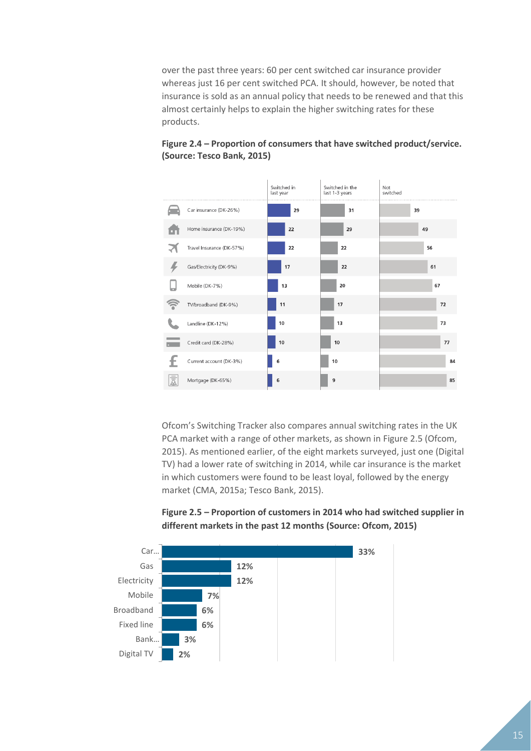over the past three years: 60 per cent switched car insurance provider whereas just 16 per cent switched PCA. It should, however, be noted that insurance is sold as an annual policy that needs to be renewed and that this almost certainly helps to explain the higher switching rates for these products.

**Figure 2.4 – Proportion of consumers that have switched product/service. (Source: Tesco Bank, 2015)**

| | Switched in last year | Switched in the last 1-3 years | Not switched |
|---|---|---|---|
| Car insurance (DK-26%) | 29 | 31 | 39 |
| Home insurance (DK-19%) | 22 | 29 | 49 |
| Travel Insurance (DK-57%) | 22 | 22 | 56 |
| Gas/Electricity (DK-9%) | 17 | 22 | 61 |
| Mobile (DK-7%) | 13 | 20 | 67 |
| TV/broadband (DK-9%) | 11 | 17 | 72 |
| Landline (DK-12%) | 10 | 13 | 73 |
| Credit card (DK-28%) | 10 | 10 | 77 |
| Current account (DK-3%) | 6 | 10 | 84 |
| Mortgage (DK-65%) | 6 | 9 | 85 |

Ofcom's Switching Tracker also compares annual switching rates in the UK PCA market with a range of other markets, as shown in Figure 2.5 (Ofcom, 2015). As mentioned earlier, of the eight markets surveyed, just one (Digital TV) had a lower rate of switching in 2014, while car insurance is the market in which customers were found to be least loyal, followed by the energy market (CMA, 2015a; Tesco Bank, 2015).

**Figure 2.5 – Proportion of customers in 2014 who had switched supplier in different markets in the past 12 months (Source: Ofcom, 2015)**

| Market | Switched |
|---|---|
| Car... | 33% |
| Gas | 12% |
| Electricity | 12% |
| Mobile | 7% |
| Broadband | 6% |
| Fixed line | 6% |
| Bank... | 3% |
| Digital TV | 2% |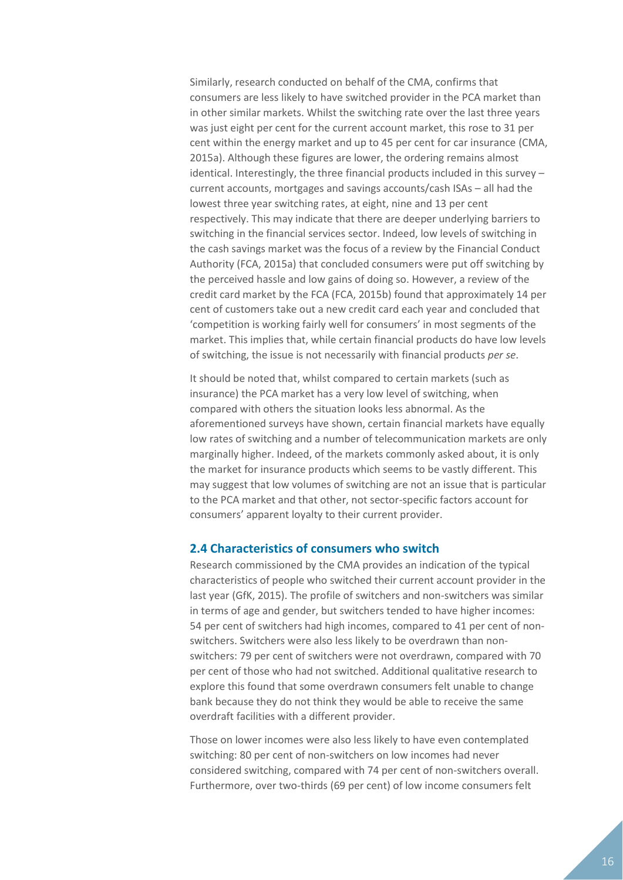Similarly, research conducted on behalf of the CMA, confirms that consumers are less likely to have switched provider in the PCA market than in other similar markets. Whilst the switching rate over the last three years was just eight per cent for the current account market, this rose to 31 per cent within the energy market and up to 45 per cent for car insurance (CMA, 2015a). Although these figures are lower, the ordering remains almost identical. Interestingly, the three financial products included in this survey – current accounts, mortgages and savings accounts/cash ISAs – all had the lowest three year switching rates, at eight, nine and 13 per cent respectively. This may indicate that there are deeper underlying barriers to switching in the financial services sector. Indeed, low levels of switching in the cash savings market was the focus of a review by the Financial Conduct Authority (FCA, 2015a) that concluded consumers were put off switching by the perceived hassle and low gains of doing so. However, a review of the credit card market by the FCA (FCA, 2015b) found that approximately 14 per cent of customers take out a new credit card each year and concluded that 'competition is working fairly well for consumers' in most segments of the market. This implies that, while certain financial products do have low levels of switching, the issue is not necessarily with financial products *per se*.

It should be noted that, whilst compared to certain markets (such as insurance) the PCA market has a very low level of switching, when compared with others the situation looks less abnormal. As the aforementioned surveys have shown, certain financial markets have equally low rates of switching and a number of telecommunication markets are only marginally higher. Indeed, of the markets commonly asked about, it is only the market for insurance products which seems to be vastly different. This may suggest that low volumes of switching are not an issue that is particular to the PCA market and that other, not sector-specific factors account for consumers' apparent loyalty to their current provider.

## 2.4 Characteristics of consumers who switch

Research commissioned by the CMA provides an indication of the typical characteristics of people who switched their current account provider in the last year (GfK, 2015). The profile of switchers and non-switchers was similar in terms of age and gender, but switchers tended to have higher incomes: 54 per cent of switchers had high incomes, compared to 41 per cent of non-switchers. Switchers were also less likely to be overdrawn than non-switchers: 79 per cent of switchers were not overdrawn, compared with 70 per cent of those who had not switched. Additional qualitative research to explore this found that some overdrawn consumers felt unable to change bank because they do not think they would be able to receive the same overdraft facilities with a different provider.

Those on lower incomes were also less likely to have even contemplated switching: 80 per cent of non-switchers on low incomes had never considered switching, compared with 74 per cent of non-switchers overall. Furthermore, over two-thirds (69 per cent) of low income consumers felt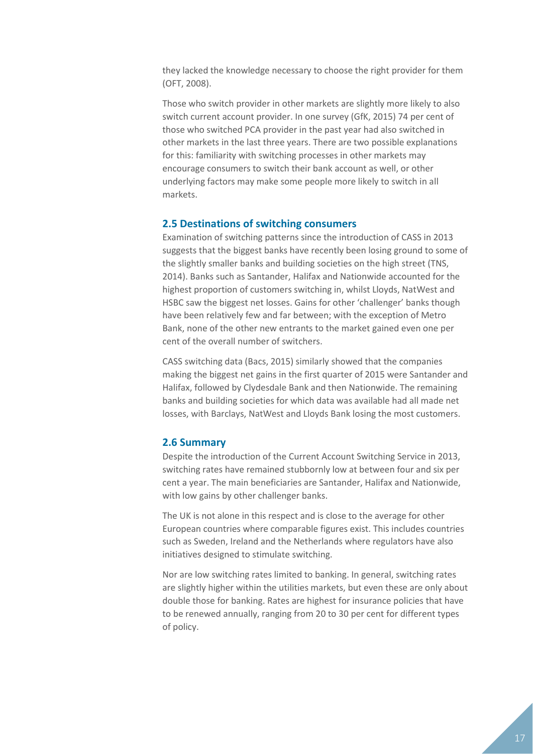they lacked the knowledge necessary to choose the right provider for them (OFT, 2008).

Those who switch provider in other markets are slightly more likely to also switch current account provider. In one survey (GfK, 2015) 74 per cent of those who switched PCA provider in the past year had also switched in other markets in the last three years. There are two possible explanations for this: familiarity with switching processes in other markets may encourage consumers to switch their bank account as well, or other underlying factors may make some people more likely to switch in all markets.

### 2.5 Destinations of switching consumers

Examination of switching patterns since the introduction of CASS in 2013 suggests that the biggest banks have recently been losing ground to some of the slightly smaller banks and building societies on the high street (TNS, 2014). Banks such as Santander, Halifax and Nationwide accounted for the highest proportion of customers switching in, whilst Lloyds, NatWest and HSBC saw the biggest net losses. Gains for other 'challenger' banks though have been relatively few and far between; with the exception of Metro Bank, none of the other new entrants to the market gained even one per cent of the overall number of switchers.

CASS switching data (Bacs, 2015) similarly showed that the companies making the biggest net gains in the first quarter of 2015 were Santander and Halifax, followed by Clydesdale Bank and then Nationwide. The remaining banks and building societies for which data was available had all made net losses, with Barclays, NatWest and Lloyds Bank losing the most customers.

### 2.6 Summary

Despite the introduction of the Current Account Switching Service in 2013, switching rates have remained stubbornly low at between four and six per cent a year. The main beneficiaries are Santander, Halifax and Nationwide, with low gains by other challenger banks.

The UK is not alone in this respect and is close to the average for other European countries where comparable figures exist. This includes countries such as Sweden, Ireland and the Netherlands where regulators have also initiatives designed to stimulate switching.

Nor are low switching rates limited to banking. In general, switching rates are slightly higher within the utilities markets, but even these are only about double those for banking. Rates are highest for insurance policies that have to be renewed annually, ranging from 20 to 30 per cent for different types of policy.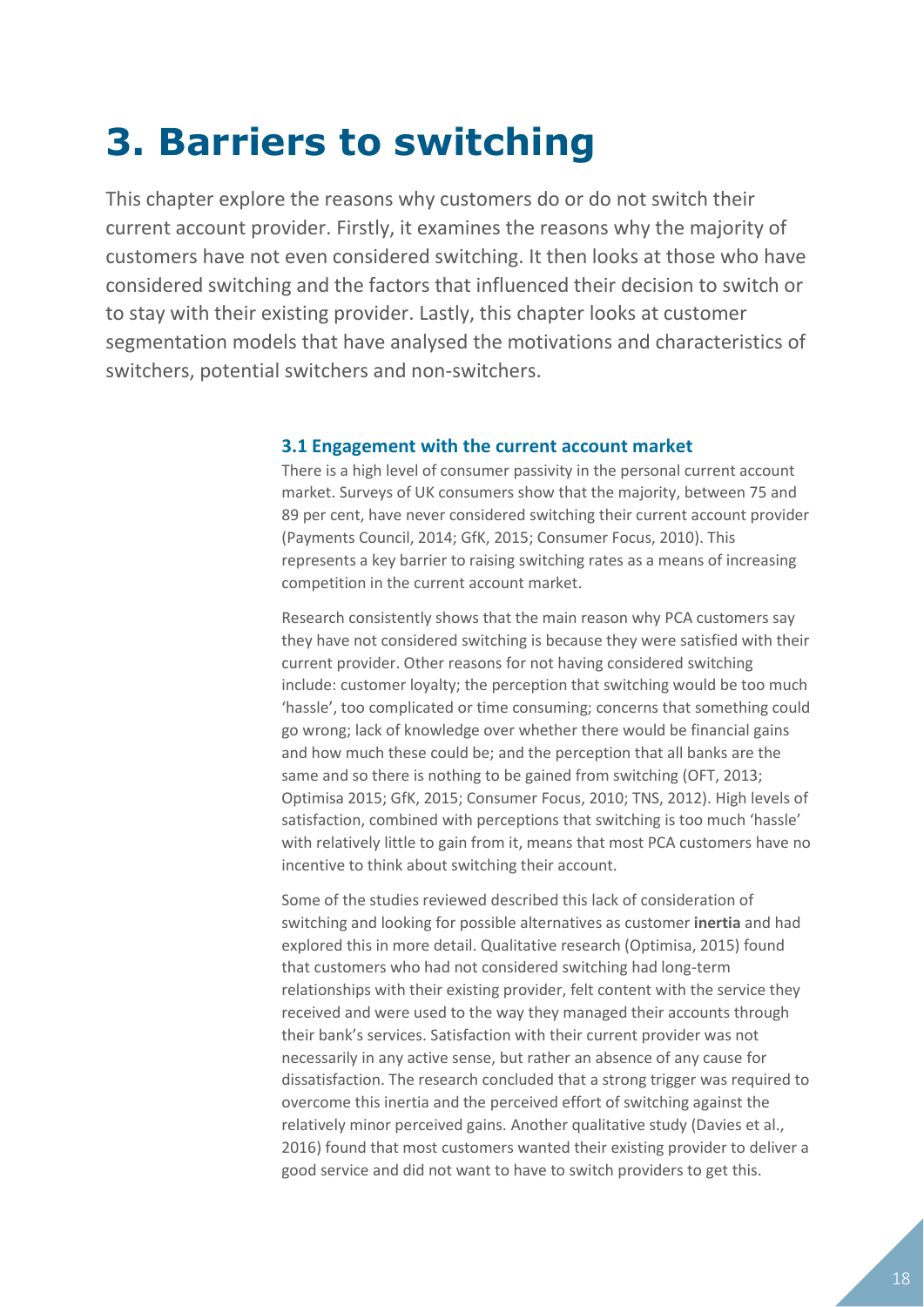# 3. Barriers to switching

This chapter explore the reasons why customers do or do not switch their current account provider. Firstly, it examines the reasons why the majority of customers have not even considered switching. It then looks at those who have considered switching and the factors that influenced their decision to switch or to stay with their existing provider. Lastly, this chapter looks at customer segmentation models that have analysed the motivations and characteristics of switchers, potential switchers and non-switchers.

### 3.1 Engagement with the current account market

There is a high level of consumer passivity in the personal current account market. Surveys of UK consumers show that the majority, between 75 and 89 per cent, have never considered switching their current account provider (Payments Council, 2014; GfK, 2015; Consumer Focus, 2010). This represents a key barrier to raising switching rates as a means of increasing competition in the current account market.

Research consistently shows that the main reason why PCA customers say they have not considered switching is because they were satisfied with their current provider. Other reasons for not having considered switching include: customer loyalty; the perception that switching would be too much 'hassle', too complicated or time consuming; concerns that something could go wrong; lack of knowledge over whether there would be financial gains and how much these could be; and the perception that all banks are the same and so there is nothing to be gained from switching (OFT, 2013; Optimisa 2015; GfK, 2015; Consumer Focus, 2010; TNS, 2012). High levels of satisfaction, combined with perceptions that switching is too much 'hassle' with relatively little to gain from it, means that most PCA customers have no incentive to think about switching their account.

Some of the studies reviewed described this lack of consideration of switching and looking for possible alternatives as customer **inertia** and had explored this in more detail. Qualitative research (Optimisa, 2015) found that customers who had not considered switching had long-term relationships with their existing provider, felt content with the service they received and were used to the way they managed their accounts through their bank's services. Satisfaction with their current provider was not necessarily in any active sense, but rather an absence of any cause for dissatisfaction. The research concluded that a strong trigger was required to overcome this inertia and the perceived effort of switching against the relatively minor perceived gains. Another qualitative study (Davies et al., 2016) found that most customers wanted their existing provider to deliver a good service and did not want to have to switch providers to get this.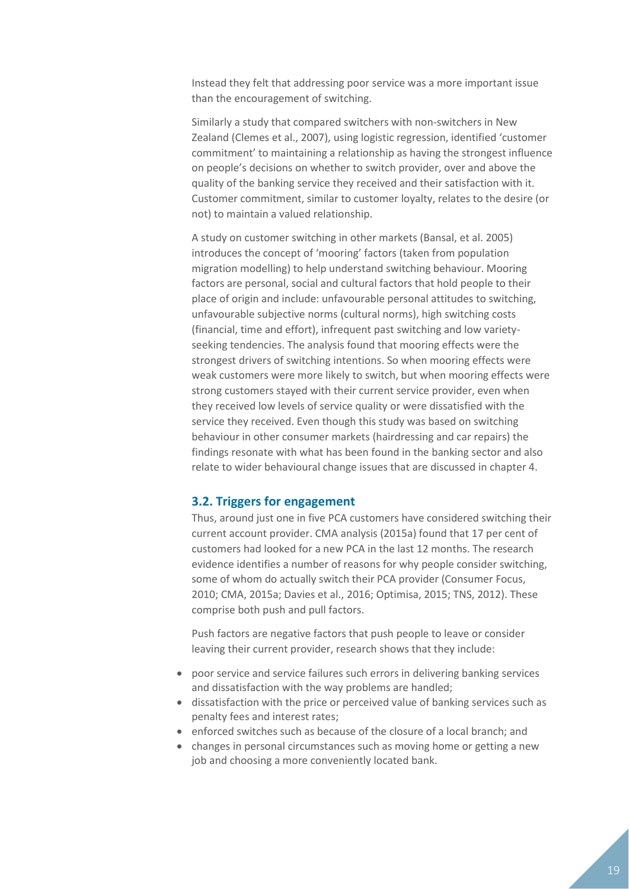Instead they felt that addressing poor service was a more important issue than the encouragement of switching.

Similarly a study that compared switchers with non-switchers in New Zealand (Clemes et al., 2007), using logistic regression, identified 'customer commitment' to maintaining a relationship as having the strongest influence on people's decisions on whether to switch provider, over and above the quality of the banking service they received and their satisfaction with it. Customer commitment, similar to customer loyalty, relates to the desire (or not) to maintain a valued relationship.

A study on customer switching in other markets (Bansal, et al. 2005) introduces the concept of 'mooring' factors (taken from population migration modelling) to help understand switching behaviour. Mooring factors are personal, social and cultural factors that hold people to their place of origin and include: unfavourable personal attitudes to switching, unfavourable subjective norms (cultural norms), high switching costs (financial, time and effort), infrequent past switching and low variety-seeking tendencies. The analysis found that mooring effects were the strongest drivers of switching intentions. So when mooring effects were weak customers were more likely to switch, but when mooring effects were strong customers stayed with their current service provider, even when they received low levels of service quality or were dissatisfied with the service they received. Even though this study was based on switching behaviour in other consumer markets (hairdressing and car repairs) the findings resonate with what has been found in the banking sector and also relate to wider behavioural change issues that are discussed in chapter 4.

### 3.2. Triggers for engagement

Thus, around just one in five PCA customers have considered switching their current account provider. CMA analysis (2015a) found that 17 per cent of customers had looked for a new PCA in the last 12 months. The research evidence identifies a number of reasons for why people consider switching, some of whom do actually switch their PCA provider (Consumer Focus, 2010; CMA, 2015a; Davies et al., 2016; Optimisa, 2015; TNS, 2012). These comprise both push and pull factors.

Push factors are negative factors that push people to leave or consider leaving their current provider, research shows that they include:

- poor service and service failures such errors in delivering banking services and dissatisfaction with the way problems are handled;
- dissatisfaction with the price or perceived value of banking services such as penalty fees and interest rates;
- enforced switches such as because of the closure of a local branch; and
- changes in personal circumstances such as moving home or getting a new job and choosing a more conveniently located bank.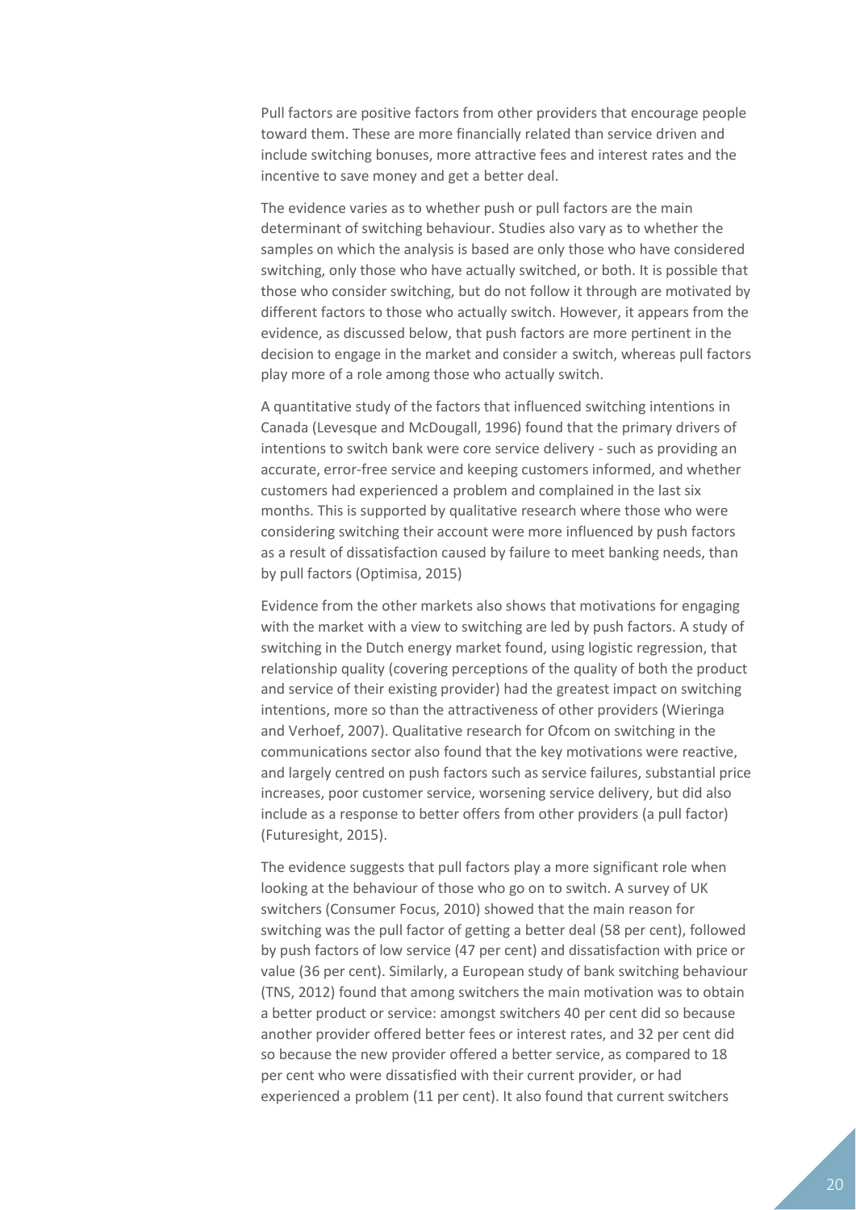Pull factors are positive factors from other providers that encourage people toward them. These are more financially related than service driven and include switching bonuses, more attractive fees and interest rates and the incentive to save money and get a better deal.

The evidence varies as to whether push or pull factors are the main determinant of switching behaviour. Studies also vary as to whether the samples on which the analysis is based are only those who have considered switching, only those who have actually switched, or both. It is possible that those who consider switching, but do not follow it through are motivated by different factors to those who actually switch. However, it appears from the evidence, as discussed below, that push factors are more pertinent in the decision to engage in the market and consider a switch, whereas pull factors play more of a role among those who actually switch.

A quantitative study of the factors that influenced switching intentions in Canada (Levesque and McDougall, 1996) found that the primary drivers of intentions to switch bank were core service delivery - such as providing an accurate, error-free service and keeping customers informed, and whether customers had experienced a problem and complained in the last six months. This is supported by qualitative research where those who were considering switching their account were more influenced by push factors as a result of dissatisfaction caused by failure to meet banking needs, than by pull factors (Optimisa, 2015)

Evidence from the other markets also shows that motivations for engaging with the market with a view to switching are led by push factors. A study of switching in the Dutch energy market found, using logistic regression, that relationship quality (covering perceptions of the quality of both the product and service of their existing provider) had the greatest impact on switching intentions, more so than the attractiveness of other providers (Wieringa and Verhoef, 2007). Qualitative research for Ofcom on switching in the communications sector also found that the key motivations were reactive, and largely centred on push factors such as service failures, substantial price increases, poor customer service, worsening service delivery, but did also include as a response to better offers from other providers (a pull factor) (Futuresight, 2015).

The evidence suggests that pull factors play a more significant role when looking at the behaviour of those who go on to switch. A survey of UK switchers (Consumer Focus, 2010) showed that the main reason for switching was the pull factor of getting a better deal (58 per cent), followed by push factors of low service (47 per cent) and dissatisfaction with price or value (36 per cent). Similarly, a European study of bank switching behaviour (TNS, 2012) found that among switchers the main motivation was to obtain a better product or service: amongst switchers 40 per cent did so because another provider offered better fees or interest rates, and 32 per cent did so because the new provider offered a better service, as compared to 18 per cent who were dissatisfied with their current provider, or had experienced a problem (11 per cent). It also found that current switchers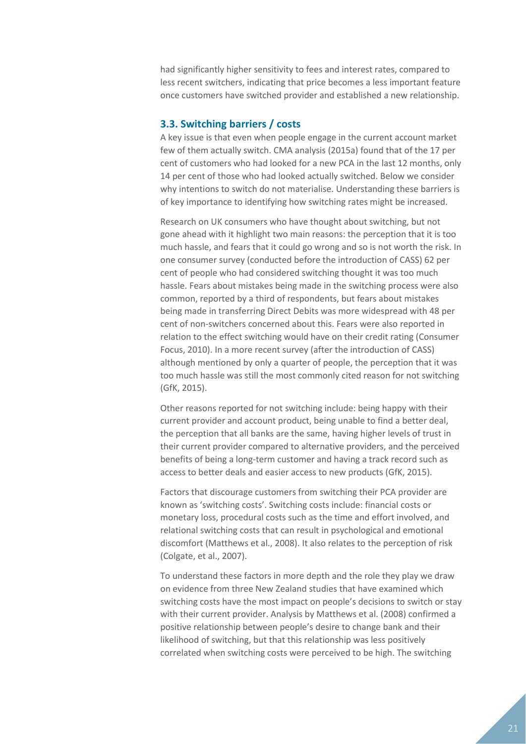had significantly higher sensitivity to fees and interest rates, compared to less recent switchers, indicating that price becomes a less important feature once customers have switched provider and established a new relationship.

### 3.3. Switching barriers / costs

A key issue is that even when people engage in the current account market few of them actually switch. CMA analysis (2015a) found that of the 17 per cent of customers who had looked for a new PCA in the last 12 months, only 14 per cent of those who had looked actually switched. Below we consider why intentions to switch do not materialise. Understanding these barriers is of key importance to identifying how switching rates might be increased.

Research on UK consumers who have thought about switching, but not gone ahead with it highlight two main reasons: the perception that it is too much hassle, and fears that it could go wrong and so is not worth the risk. In one consumer survey (conducted before the introduction of CASS) 62 per cent of people who had considered switching thought it was too much hassle. Fears about mistakes being made in the switching process were also common, reported by a third of respondents, but fears about mistakes being made in transferring Direct Debits was more widespread with 48 per cent of non-switchers concerned about this. Fears were also reported in relation to the effect switching would have on their credit rating (Consumer Focus, 2010). In a more recent survey (after the introduction of CASS) although mentioned by only a quarter of people, the perception that it was too much hassle was still the most commonly cited reason for not switching (GfK, 2015).

Other reasons reported for not switching include: being happy with their current provider and account product, being unable to find a better deal, the perception that all banks are the same, having higher levels of trust in their current provider compared to alternative providers, and the perceived benefits of being a long-term customer and having a track record such as access to better deals and easier access to new products (GfK, 2015).

Factors that discourage customers from switching their PCA provider are known as 'switching costs'. Switching costs include: financial costs or monetary loss, procedural costs such as the time and effort involved, and relational switching costs that can result in psychological and emotional discomfort (Matthews et al., 2008). It also relates to the perception of risk (Colgate, et al., 2007).

To understand these factors in more depth and the role they play we draw on evidence from three New Zealand studies that have examined which switching costs have the most impact on people's decisions to switch or stay with their current provider. Analysis by Matthews et al. (2008) confirmed a positive relationship between people's desire to change bank and their likelihood of switching, but that this relationship was less positively correlated when switching costs were perceived to be high. The switching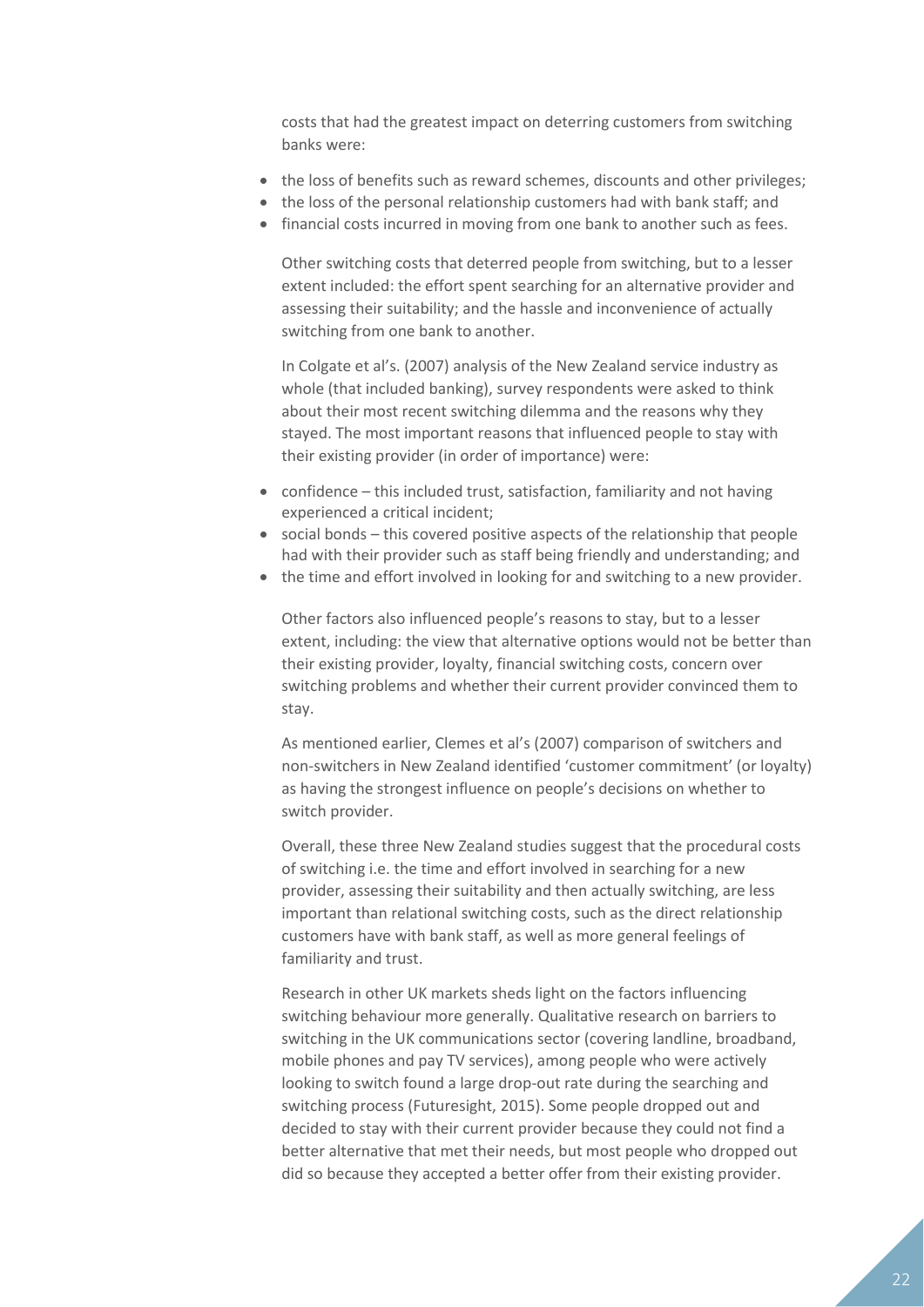costs that had the greatest impact on deterring customers from switching banks were:

- the loss of benefits such as reward schemes, discounts and other privileges;
- the loss of the personal relationship customers had with bank staff; and
- financial costs incurred in moving from one bank to another such as fees.

Other switching costs that deterred people from switching, but to a lesser extent included: the effort spent searching for an alternative provider and assessing their suitability; and the hassle and inconvenience of actually switching from one bank to another.

In Colgate et al's. (2007) analysis of the New Zealand service industry as whole (that included banking), survey respondents were asked to think about their most recent switching dilemma and the reasons why they stayed. The most important reasons that influenced people to stay with their existing provider (in order of importance) were:

- confidence – this included trust, satisfaction, familiarity and not having experienced a critical incident;
- social bonds – this covered positive aspects of the relationship that people had with their provider such as staff being friendly and understanding; and
- the time and effort involved in looking for and switching to a new provider.

Other factors also influenced people's reasons to stay, but to a lesser extent, including: the view that alternative options would not be better than their existing provider, loyalty, financial switching costs, concern over switching problems and whether their current provider convinced them to stay.

As mentioned earlier, Clemes et al's (2007) comparison of switchers and non-switchers in New Zealand identified 'customer commitment' (or loyalty) as having the strongest influence on people's decisions on whether to switch provider.

Overall, these three New Zealand studies suggest that the procedural costs of switching i.e. the time and effort involved in searching for a new provider, assessing their suitability and then actually switching, are less important than relational switching costs, such as the direct relationship customers have with bank staff, as well as more general feelings of familiarity and trust.

Research in other UK markets sheds light on the factors influencing switching behaviour more generally. Qualitative research on barriers to switching in the UK communications sector (covering landline, broadband, mobile phones and pay TV services), among people who were actively looking to switch found a large drop-out rate during the searching and switching process (Futuresight, 2015). Some people dropped out and decided to stay with their current provider because they could not find a better alternative that met their needs, but most people who dropped out did so because they accepted a better offer from their existing provider.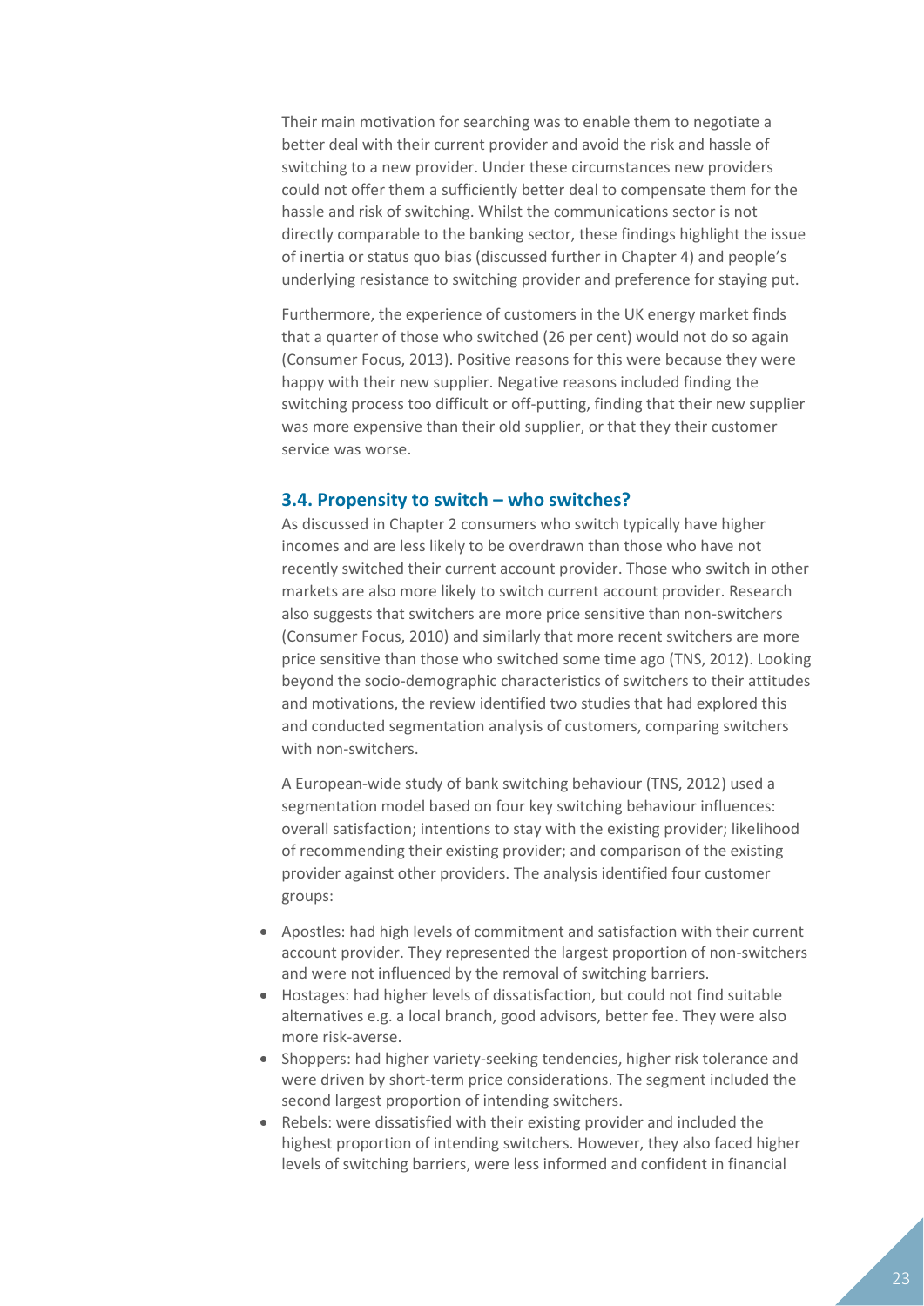Their main motivation for searching was to enable them to negotiate a better deal with their current provider and avoid the risk and hassle of switching to a new provider. Under these circumstances new providers could not offer them a sufficiently better deal to compensate them for the hassle and risk of switching. Whilst the communications sector is not directly comparable to the banking sector, these findings highlight the issue of inertia or status quo bias (discussed further in Chapter 4) and people's underlying resistance to switching provider and preference for staying put.

Furthermore, the experience of customers in the UK energy market finds that a quarter of those who switched (26 per cent) would not do so again (Consumer Focus, 2013). Positive reasons for this were because they were happy with their new supplier. Negative reasons included finding the switching process too difficult or off-putting, finding that their new supplier was more expensive than their old supplier, or that they their customer service was worse.

### 3.4. Propensity to switch – who switches?

As discussed in Chapter 2 consumers who switch typically have higher incomes and are less likely to be overdrawn than those who have not recently switched their current account provider. Those who switch in other markets are also more likely to switch current account provider. Research also suggests that switchers are more price sensitive than non-switchers (Consumer Focus, 2010) and similarly that more recent switchers are more price sensitive than those who switched some time ago (TNS, 2012). Looking beyond the socio-demographic characteristics of switchers to their attitudes and motivations, the review identified two studies that had explored this and conducted segmentation analysis of customers, comparing switchers with non-switchers.

A European-wide study of bank switching behaviour (TNS, 2012) used a segmentation model based on four key switching behaviour influences: overall satisfaction; intentions to stay with the existing provider; likelihood of recommending their existing provider; and comparison of the existing provider against other providers. The analysis identified four customer groups:

- Apostles: had high levels of commitment and satisfaction with their current account provider. They represented the largest proportion of non-switchers and were not influenced by the removal of switching barriers.
- Hostages: had higher levels of dissatisfaction, but could not find suitable alternatives e.g. a local branch, good advisors, better fee. They were also more risk-averse.
- Shoppers: had higher variety-seeking tendencies, higher risk tolerance and were driven by short-term price considerations. The segment included the second largest proportion of intending switchers.
- Rebels: were dissatisfied with their existing provider and included the highest proportion of intending switchers. However, they also faced higher levels of switching barriers, were less informed and confident in financial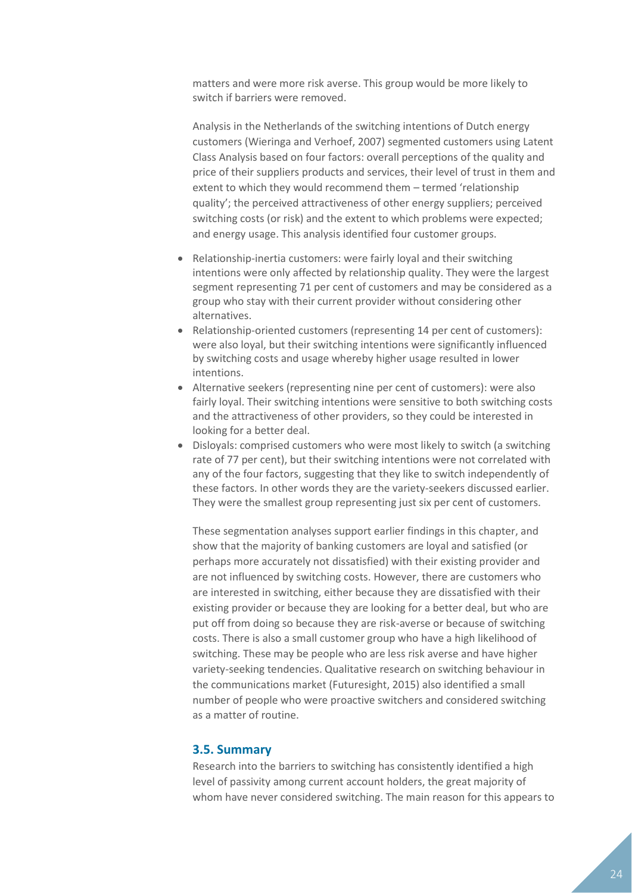matters and were more risk averse. This group would be more likely to switch if barriers were removed.

Analysis in the Netherlands of the switching intentions of Dutch energy customers (Wieringa and Verhoef, 2007) segmented customers using Latent Class Analysis based on four factors: overall perceptions of the quality and price of their suppliers products and services, their level of trust in them and extent to which they would recommend them – termed 'relationship quality'; the perceived attractiveness of other energy suppliers; perceived switching costs (or risk) and the extent to which problems were expected; and energy usage. This analysis identified four customer groups.

- Relationship-inertia customers: were fairly loyal and their switching intentions were only affected by relationship quality. They were the largest segment representing 71 per cent of customers and may be considered as a group who stay with their current provider without considering other alternatives.
- Relationship-oriented customers (representing 14 per cent of customers): were also loyal, but their switching intentions were significantly influenced by switching costs and usage whereby higher usage resulted in lower intentions.
- Alternative seekers (representing nine per cent of customers): were also fairly loyal. Their switching intentions were sensitive to both switching costs and the attractiveness of other providers, so they could be interested in looking for a better deal.
- Disloyals: comprised customers who were most likely to switch (a switching rate of 77 per cent), but their switching intentions were not correlated with any of the four factors, suggesting that they like to switch independently of these factors. In other words they are the variety-seekers discussed earlier. They were the smallest group representing just six per cent of customers.

These segmentation analyses support earlier findings in this chapter, and show that the majority of banking customers are loyal and satisfied (or perhaps more accurately not dissatisfied) with their existing provider and are not influenced by switching costs. However, there are customers who are interested in switching, either because they are dissatisfied with their existing provider or because they are looking for a better deal, but who are put off from doing so because they are risk-averse or because of switching costs. There is also a small customer group who have a high likelihood of switching. These may be people who are less risk averse and have higher variety-seeking tendencies. Qualitative research on switching behaviour in the communications market (Futuresight, 2015) also identified a small number of people who were proactive switchers and considered switching as a matter of routine.

### 3.5. Summary

Research into the barriers to switching has consistently identified a high level of passivity among current account holders, the great majority of whom have never considered switching. The main reason for this appears to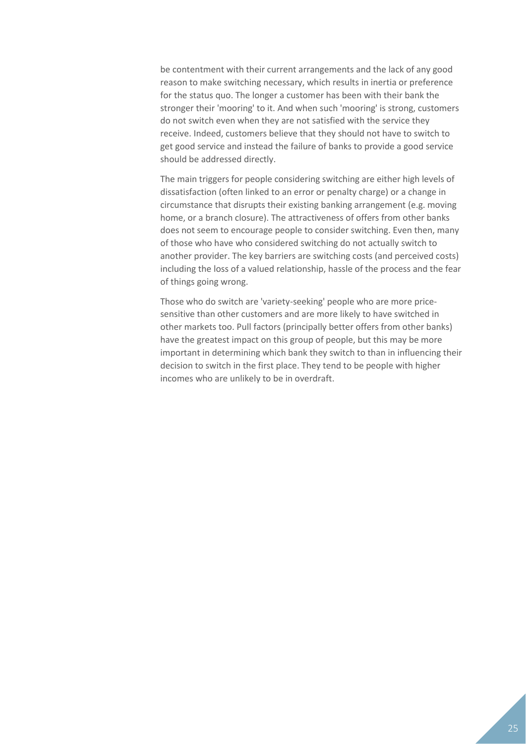be contentment with their current arrangements and the lack of any good reason to make switching necessary, which results in inertia or preference for the status quo. The longer a customer has been with their bank the stronger their 'mooring' to it. And when such 'mooring' is strong, customers do not switch even when they are not satisfied with the service they receive. Indeed, customers believe that they should not have to switch to get good service and instead the failure of banks to provide a good service should be addressed directly.

The main triggers for people considering switching are either high levels of dissatisfaction (often linked to an error or penalty charge) or a change in circumstance that disrupts their existing banking arrangement (e.g. moving home, or a branch closure). The attractiveness of offers from other banks does not seem to encourage people to consider switching. Even then, many of those who have who considered switching do not actually switch to another provider. The key barriers are switching costs (and perceived costs) including the loss of a valued relationship, hassle of the process and the fear of things going wrong.

Those who do switch are 'variety-seeking' people who are more price-sensitive than other customers and are more likely to have switched in other markets too. Pull factors (principally better offers from other banks) have the greatest impact on this group of people, but this may be more important in determining which bank they switch to than in influencing their decision to switch in the first place. They tend to be people with higher incomes who are unlikely to be in overdraft.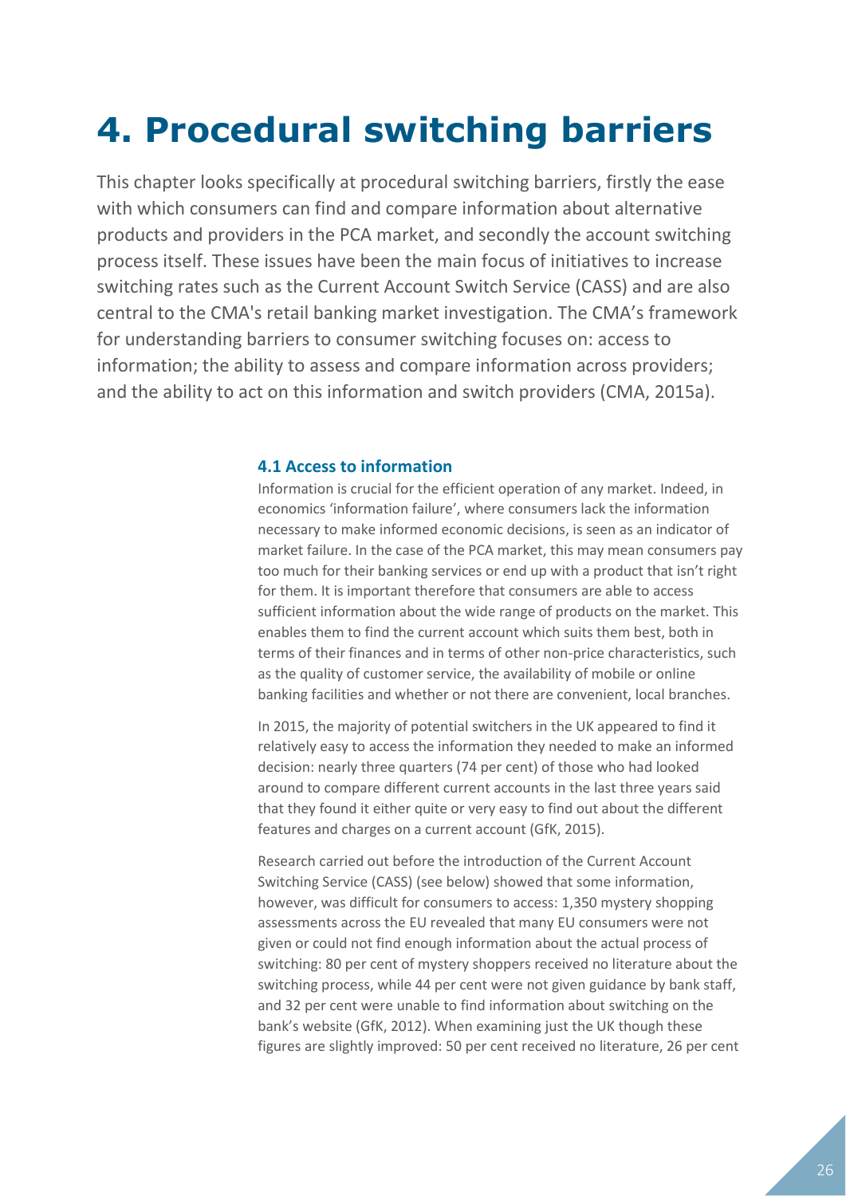# 4. Procedural switching barriers

This chapter looks specifically at procedural switching barriers, firstly the ease with which consumers can find and compare information about alternative products and providers in the PCA market, and secondly the account switching process itself. These issues have been the main focus of initiatives to increase switching rates such as the Current Account Switch Service (CASS) and are also central to the CMA's retail banking market investigation. The CMA's framework for understanding barriers to consumer switching focuses on: access to information; the ability to assess and compare information across providers; and the ability to act on this information and switch providers (CMA, 2015a).

### 4.1 Access to information

Information is crucial for the efficient operation of any market. Indeed, in economics 'information failure', where consumers lack the information necessary to make informed economic decisions, is seen as an indicator of market failure. In the case of the PCA market, this may mean consumers pay too much for their banking services or end up with a product that isn't right for them. It is important therefore that consumers are able to access sufficient information about the wide range of products on the market. This enables them to find the current account which suits them best, both in terms of their finances and in terms of other non-price characteristics, such as the quality of customer service, the availability of mobile or online banking facilities and whether or not there are convenient, local branches.

In 2015, the majority of potential switchers in the UK appeared to find it relatively easy to access the information they needed to make an informed decision: nearly three quarters (74 per cent) of those who had looked around to compare different current accounts in the last three years said that they found it either quite or very easy to find out about the different features and charges on a current account (GfK, 2015).

Research carried out before the introduction of the Current Account Switching Service (CASS) (see below) showed that some information, however, was difficult for consumers to access: 1,350 mystery shopping assessments across the EU revealed that many EU consumers were not given or could not find enough information about the actual process of switching: 80 per cent of mystery shoppers received no literature about the switching process, while 44 per cent were not given guidance by bank staff, and 32 per cent were unable to find information about switching on the bank's website (GfK, 2012). When examining just the UK though these figures are slightly improved: 50 per cent received no literature, 26 per cent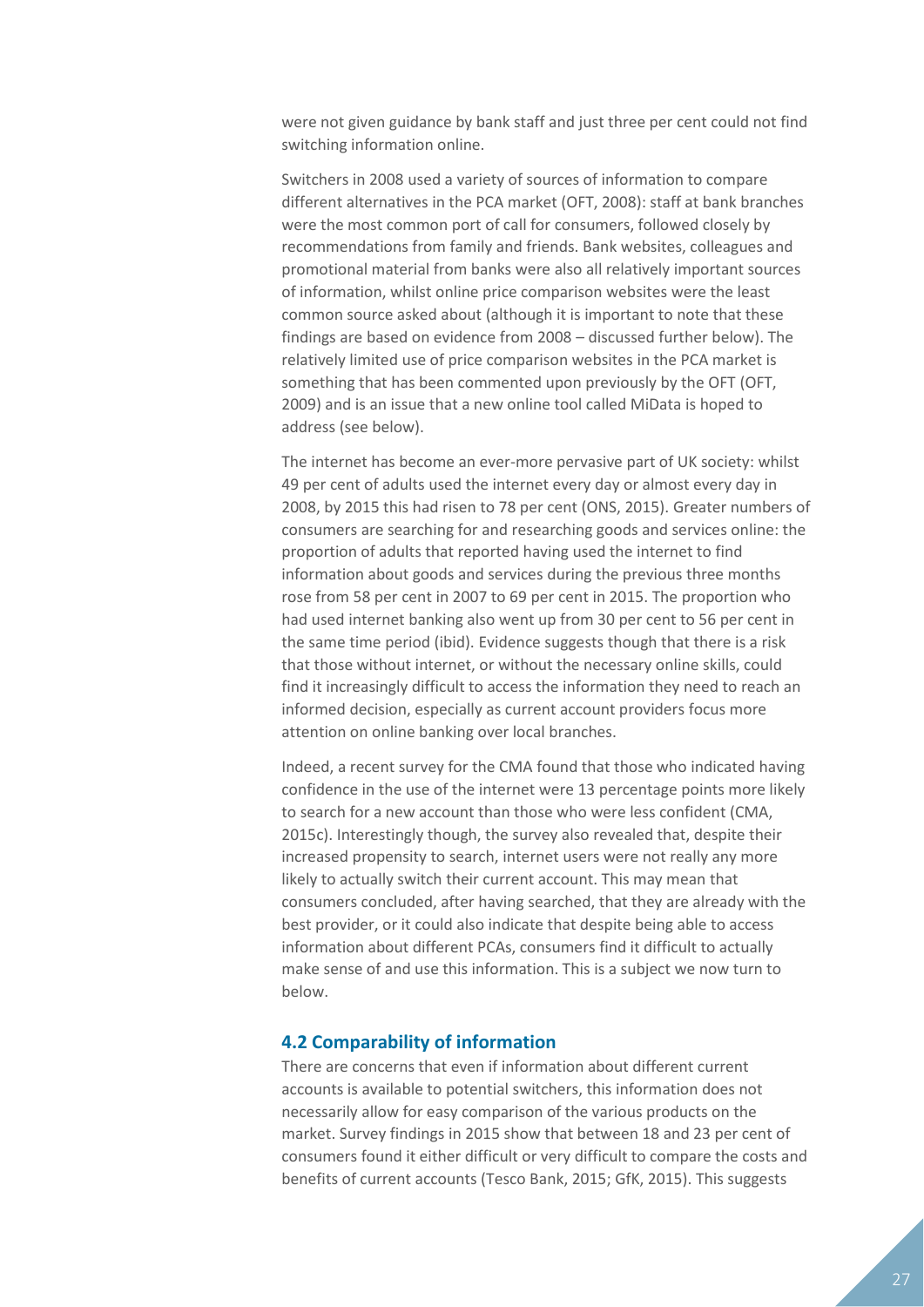were not given guidance by bank staff and just three per cent could not find switching information online.

Switchers in 2008 used a variety of sources of information to compare different alternatives in the PCA market (OFT, 2008): staff at bank branches were the most common port of call for consumers, followed closely by recommendations from family and friends. Bank websites, colleagues and promotional material from banks were also all relatively important sources of information, whilst online price comparison websites were the least common source asked about (although it is important to note that these findings are based on evidence from 2008 – discussed further below). The relatively limited use of price comparison websites in the PCA market is something that has been commented upon previously by the OFT (OFT, 2009) and is an issue that a new online tool called MiData is hoped to address (see below).

The internet has become an ever-more pervasive part of UK society: whilst 49 per cent of adults used the internet every day or almost every day in 2008, by 2015 this had risen to 78 per cent (ONS, 2015). Greater numbers of consumers are searching for and researching goods and services online: the proportion of adults that reported having used the internet to find information about goods and services during the previous three months rose from 58 per cent in 2007 to 69 per cent in 2015. The proportion who had used internet banking also went up from 30 per cent to 56 per cent in the same time period (ibid). Evidence suggests though that there is a risk that those without internet, or without the necessary online skills, could find it increasingly difficult to access the information they need to reach an informed decision, especially as current account providers focus more attention on online banking over local branches.

Indeed, a recent survey for the CMA found that those who indicated having confidence in the use of the internet were 13 percentage points more likely to search for a new account than those who were less confident (CMA, 2015c). Interestingly though, the survey also revealed that, despite their increased propensity to search, internet users were not really any more likely to actually switch their current account. This may mean that consumers concluded, after having searched, that they are already with the best provider, or it could also indicate that despite being able to access information about different PCAs, consumers find it difficult to actually make sense of and use this information. This is a subject we now turn to below.

## 4.2 Comparability of information

There are concerns that even if information about different current accounts is available to potential switchers, this information does not necessarily allow for easy comparison of the various products on the market. Survey findings in 2015 show that between 18 and 23 per cent of consumers found it either difficult or very difficult to compare the costs and benefits of current accounts (Tesco Bank, 2015; GfK, 2015). This suggests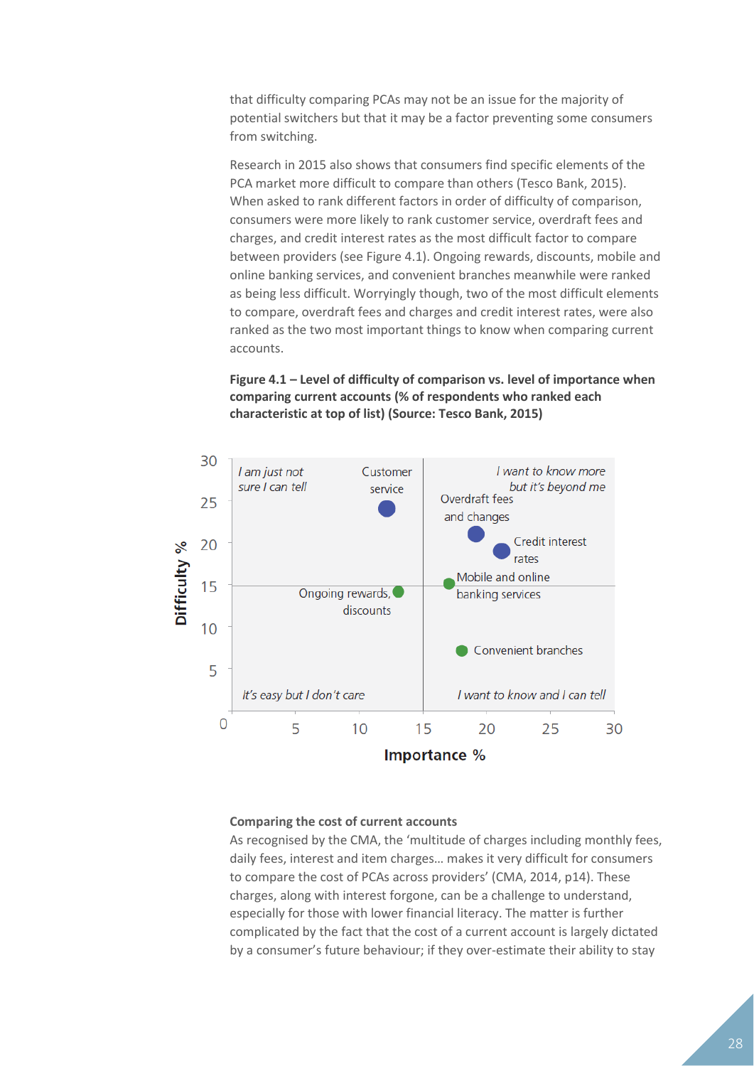that difficulty comparing PCAs may not be an issue for the majority of potential switchers but that it may be a factor preventing some consumers from switching.

Research in 2015 also shows that consumers find specific elements of the PCA market more difficult to compare than others (Tesco Bank, 2015). When asked to rank different factors in order of difficulty of comparison, consumers were more likely to rank customer service, overdraft fees and charges, and credit interest rates as the most difficult factor to compare between providers (see Figure 4.1). Ongoing rewards, discounts, mobile and online banking services, and convenient branches meanwhile were ranked as being less difficult. Worryingly though, two of the most difficult elements to compare, overdraft fees and charges and credit interest rates, were also ranked as the two most important things to know when comparing current accounts.

**Figure 4.1 – Level of difficulty of comparison vs. level of importance when comparing current accounts (% of respondents who ranked each characteristic at top of list) (Source: Tesco Bank, 2015)**

### Comparing the cost of current accounts

As recognised by the CMA, the 'multitude of charges including monthly fees, daily fees, interest and item charges… makes it very difficult for consumers to compare the cost of PCAs across providers' (CMA, 2014, p14). These charges, along with interest forgone, can be a challenge to understand, especially for those with lower financial literacy. The matter is further complicated by the fact that the cost of a current account is largely dictated by a consumer's future behaviour; if they over-estimate their ability to stay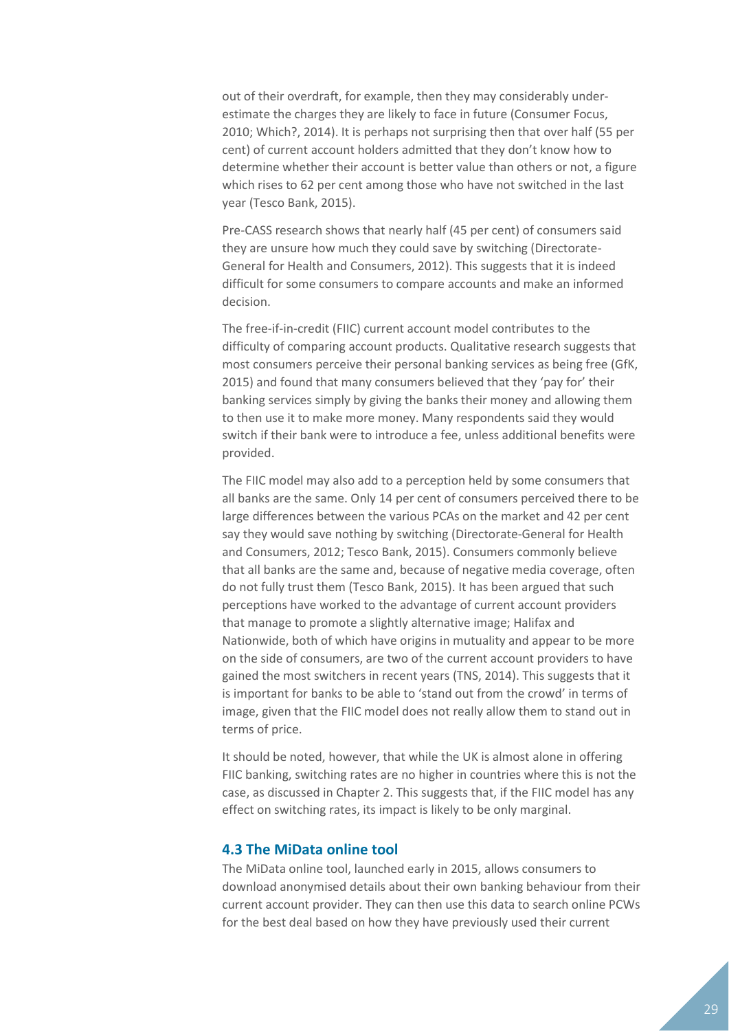out of their overdraft, for example, then they may considerably under-estimate the charges they are likely to face in future (Consumer Focus, 2010; Which?, 2014). It is perhaps not surprising then that over half (55 per cent) of current account holders admitted that they don't know how to determine whether their account is better value than others or not, a figure which rises to 62 per cent among those who have not switched in the last year (Tesco Bank, 2015).

Pre-CASS research shows that nearly half (45 per cent) of consumers said they are unsure how much they could save by switching (Directorate-General for Health and Consumers, 2012). This suggests that it is indeed difficult for some consumers to compare accounts and make an informed decision.

The free-if-in-credit (FIIC) current account model contributes to the difficulty of comparing account products. Qualitative research suggests that most consumers perceive their personal banking services as being free (GfK, 2015) and found that many consumers believed that they 'pay for' their banking services simply by giving the banks their money and allowing them to then use it to make more money. Many respondents said they would switch if their bank were to introduce a fee, unless additional benefits were provided.

The FIIC model may also add to a perception held by some consumers that all banks are the same. Only 14 per cent of consumers perceived there to be large differences between the various PCAs on the market and 42 per cent say they would save nothing by switching (Directorate-General for Health and Consumers, 2012; Tesco Bank, 2015). Consumers commonly believe that all banks are the same and, because of negative media coverage, often do not fully trust them (Tesco Bank, 2015). It has been argued that such perceptions have worked to the advantage of current account providers that manage to promote a slightly alternative image; Halifax and Nationwide, both of which have origins in mutuality and appear to be more on the side of consumers, are two of the current account providers to have gained the most switchers in recent years (TNS, 2014). This suggests that it is important for banks to be able to 'stand out from the crowd' in terms of image, given that the FIIC model does not really allow them to stand out in terms of price.

It should be noted, however, that while the UK is almost alone in offering FIIC banking, switching rates are no higher in countries where this is not the case, as discussed in Chapter 2. This suggests that, if the FIIC model has any effect on switching rates, its impact is likely to be only marginal.

### 4.3 The MiData online tool

The MiData online tool, launched early in 2015, allows consumers to download anonymised details about their own banking behaviour from their current account provider. They can then use this data to search online PCWs for the best deal based on how they have previously used their current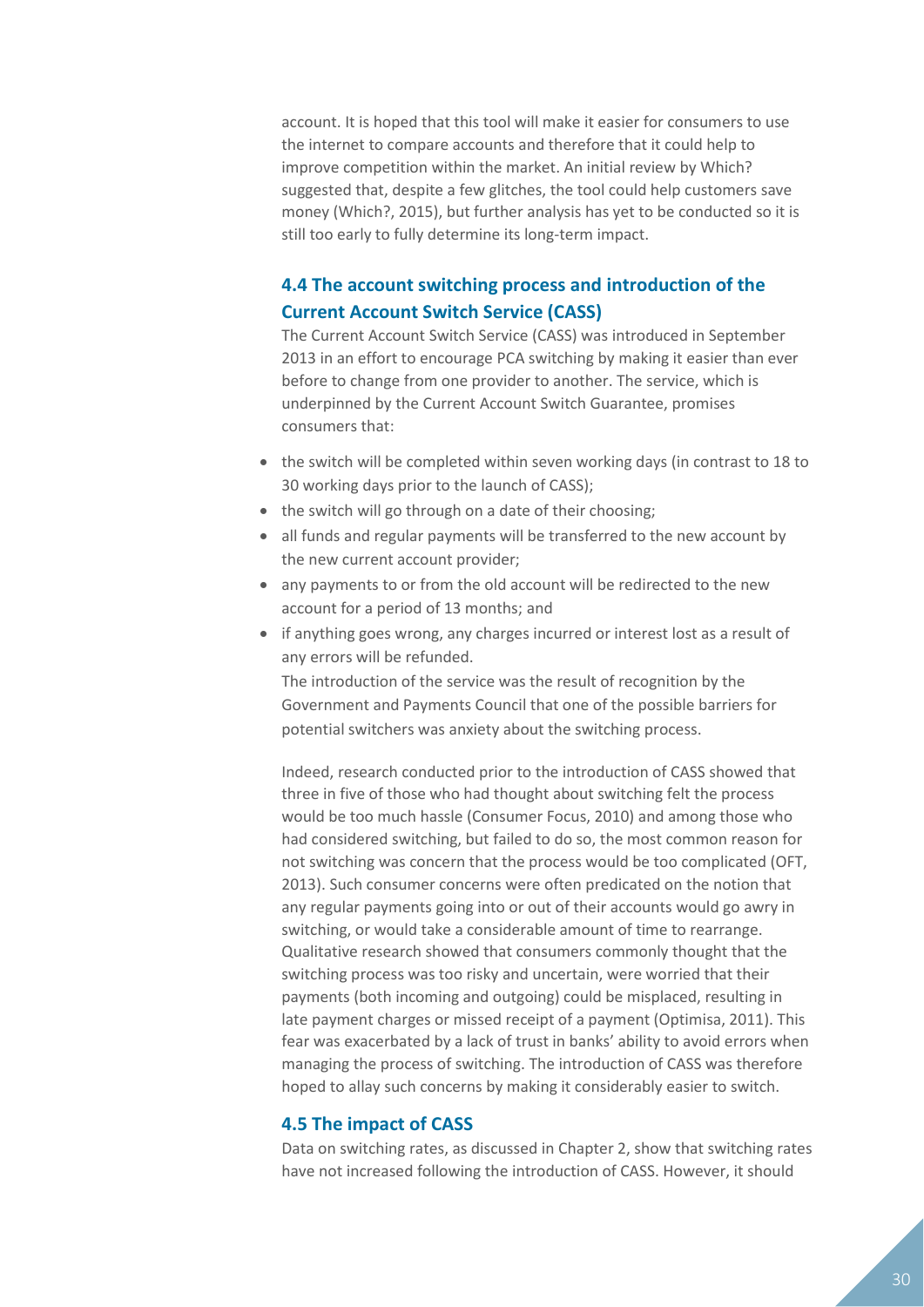account. It is hoped that this tool will make it easier for consumers to use the internet to compare accounts and therefore that it could help to improve competition within the market. An initial review by Which? suggested that, despite a few glitches, the tool could help customers save money (Which?, 2015), but further analysis has yet to be conducted so it is still too early to fully determine its long-term impact.

### 4.4 The account switching process and introduction of the Current Account Switch Service (CASS)

The Current Account Switch Service (CASS) was introduced in September 2013 in an effort to encourage PCA switching by making it easier than ever before to change from one provider to another. The service, which is underpinned by the Current Account Switch Guarantee, promises consumers that:

- the switch will be completed within seven working days (in contrast to 18 to 30 working days prior to the launch of CASS);
- the switch will go through on a date of their choosing;
- all funds and regular payments will be transferred to the new account by the new current account provider;
- any payments to or from the old account will be redirected to the new account for a period of 13 months; and
- if anything goes wrong, any charges incurred or interest lost as a result of any errors will be refunded.

The introduction of the service was the result of recognition by the Government and Payments Council that one of the possible barriers for potential switchers was anxiety about the switching process.

Indeed, research conducted prior to the introduction of CASS showed that three in five of those who had thought about switching felt the process would be too much hassle (Consumer Focus, 2010) and among those who had considered switching, but failed to do so, the most common reason for not switching was concern that the process would be too complicated (OFT, 2013). Such consumer concerns were often predicated on the notion that any regular payments going into or out of their accounts would go awry in switching, or would take a considerable amount of time to rearrange. Qualitative research showed that consumers commonly thought that the switching process was too risky and uncertain, were worried that their payments (both incoming and outgoing) could be misplaced, resulting in late payment charges or missed receipt of a payment (Optimisa, 2011). This fear was exacerbated by a lack of trust in banks' ability to avoid errors when managing the process of switching. The introduction of CASS was therefore hoped to allay such concerns by making it considerably easier to switch.

### 4.5 The impact of CASS

Data on switching rates, as discussed in Chapter 2, show that switching rates have not increased following the introduction of CASS. However, it should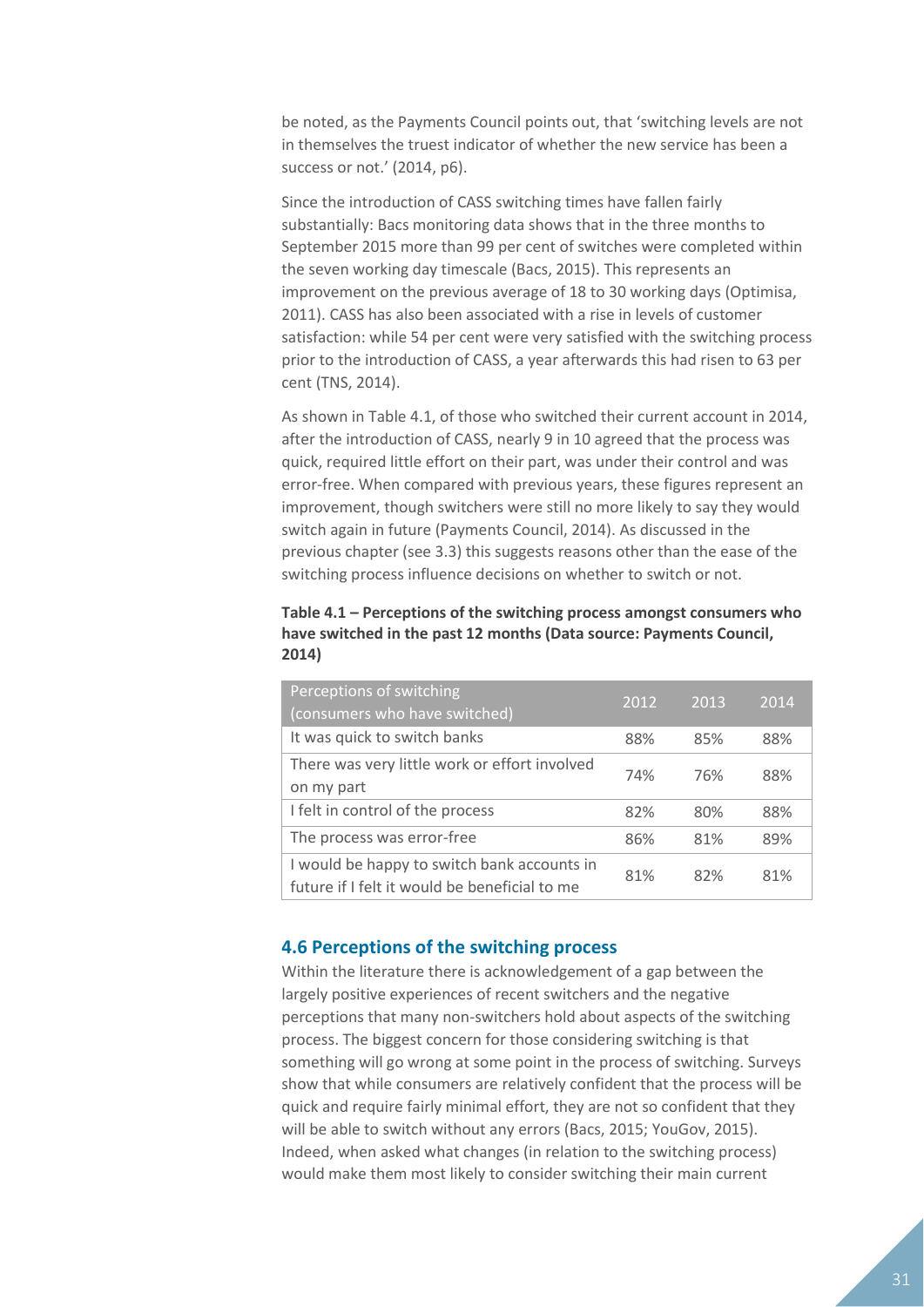be noted, as the Payments Council points out, that 'switching levels are not in themselves the truest indicator of whether the new service has been a success or not.' (2014, p6).

Since the introduction of CASS switching times have fallen fairly substantially: Bacs monitoring data shows that in the three months to September 2015 more than 99 per cent of switches were completed within the seven working day timescale (Bacs, 2015). This represents an improvement on the previous average of 18 to 30 working days (Optimisa, 2011). CASS has also been associated with a rise in levels of customer satisfaction: while 54 per cent were very satisfied with the switching process prior to the introduction of CASS, a year afterwards this had risen to 63 per cent (TNS, 2014).

As shown in Table 4.1, of those who switched their current account in 2014, after the introduction of CASS, nearly 9 in 10 agreed that the process was quick, required little effort on their part, was under their control and was error-free. When compared with previous years, these figures represent an improvement, though switchers were still no more likely to say they would switch again in future (Payments Council, 2014). As discussed in the previous chapter (see 3.3) this suggests reasons other than the ease of the switching process influence decisions on whether to switch or not.

**Table 4.1 – Perceptions of the switching process amongst consumers who have switched in the past 12 months (Data source: Payments Council, 2014)**

| Perceptions of switching (consumers who have switched) | 2012 | 2013 | 2014 |
|---|---|---|---|
| It was quick to switch banks | 88% | 85% | 88% |
| There was very little work or effort involved on my part | 74% | 76% | 88% |
| I felt in control of the process | 82% | 80% | 88% |
| The process was error-free | 86% | 81% | 89% |
| I would be happy to switch bank accounts in future if I felt it would be beneficial to me | 81% | 82% | 81% |

## 4.6 Perceptions of the switching process

Within the literature there is acknowledgement of a gap between the largely positive experiences of recent switchers and the negative perceptions that many non-switchers hold about aspects of the switching process. The biggest concern for those considering switching is that something will go wrong at some point in the process of switching. Surveys show that while consumers are relatively confident that the process will be quick and require fairly minimal effort, they are not so confident that they will be able to switch without any errors (Bacs, 2015; YouGov, 2015). Indeed, when asked what changes (in relation to the switching process) would make them most likely to consider switching their main current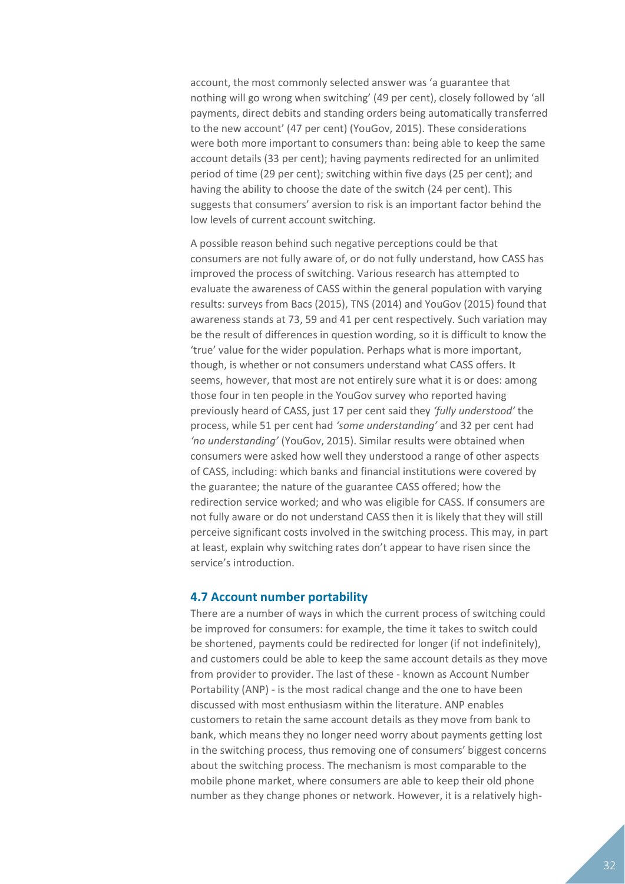account, the most commonly selected answer was 'a guarantee that nothing will go wrong when switching' (49 per cent), closely followed by 'all payments, direct debits and standing orders being automatically transferred to the new account' (47 per cent) (YouGov, 2015). These considerations were both more important to consumers than: being able to keep the same account details (33 per cent); having payments redirected for an unlimited period of time (29 per cent); switching within five days (25 per cent); and having the ability to choose the date of the switch (24 per cent). This suggests that consumers' aversion to risk is an important factor behind the low levels of current account switching.

A possible reason behind such negative perceptions could be that consumers are not fully aware of, or do not fully understand, how CASS has improved the process of switching. Various research has attempted to evaluate the awareness of CASS within the general population with varying results: surveys from Bacs (2015), TNS (2014) and YouGov (2015) found that awareness stands at 73, 59 and 41 per cent respectively. Such variation may be the result of differences in question wording, so it is difficult to know the 'true' value for the wider population. Perhaps what is more important, though, is whether or not consumers understand what CASS offers. It seems, however, that most are not entirely sure what it is or does: among those four in ten people in the YouGov survey who reported having previously heard of CASS, just 17 per cent said they *'fully understood'* the process, while 51 per cent had *'some understanding'* and 32 per cent had *'no understanding'* (YouGov, 2015). Similar results were obtained when consumers were asked how well they understood a range of other aspects of CASS, including: which banks and financial institutions were covered by the guarantee; the nature of the guarantee CASS offered; how the redirection service worked; and who was eligible for CASS. If consumers are not fully aware or do not understand CASS then it is likely that they will still perceive significant costs involved in the switching process. This may, in part at least, explain why switching rates don't appear to have risen since the service's introduction.

### 4.7 Account number portability

There are a number of ways in which the current process of switching could be improved for consumers: for example, the time it takes to switch could be shortened, payments could be redirected for longer (if not indefinitely), and customers could be able to keep the same account details as they move from provider to provider. The last of these - known as Account Number Portability (ANP) - is the most radical change and the one to have been discussed with most enthusiasm within the literature. ANP enables customers to retain the same account details as they move from bank to bank, which means they no longer need worry about payments getting lost in the switching process, thus removing one of consumers' biggest concerns about the switching process. The mechanism is most comparable to the mobile phone market, where consumers are able to keep their old phone number as they change phones or network. However, it is a relatively high-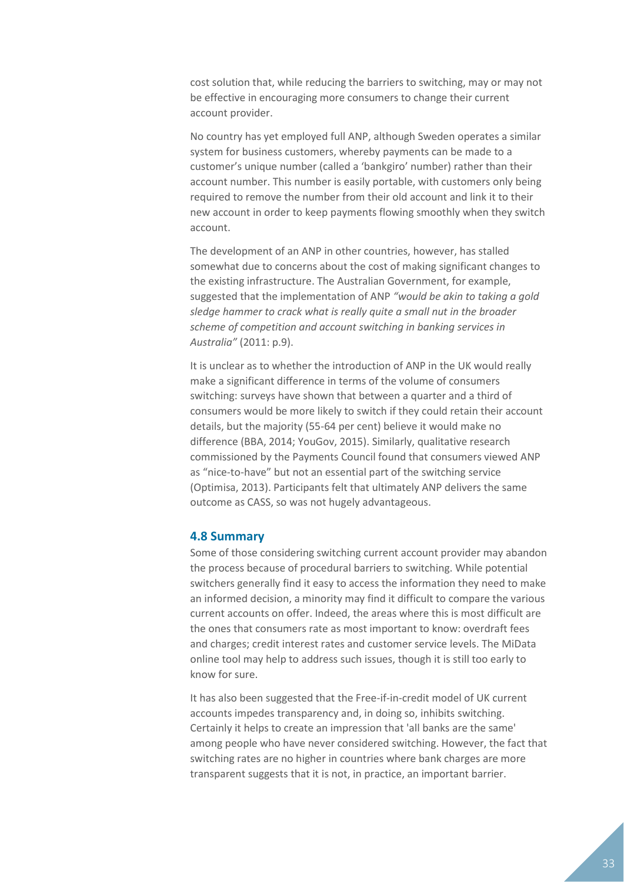cost solution that, while reducing the barriers to switching, may or may not be effective in encouraging more consumers to change their current account provider.

No country has yet employed full ANP, although Sweden operates a similar system for business customers, whereby payments can be made to a customer's unique number (called a 'bankgiro' number) rather than their account number. This number is easily portable, with customers only being required to remove the number from their old account and link it to their new account in order to keep payments flowing smoothly when they switch account.

The development of an ANP in other countries, however, has stalled somewhat due to concerns about the cost of making significant changes to the existing infrastructure. The Australian Government, for example, suggested that the implementation of ANP *"would be akin to taking a gold sledge hammer to crack what is really quite a small nut in the broader scheme of competition and account switching in banking services in Australia"* (2011: p.9).

It is unclear as to whether the introduction of ANP in the UK would really make a significant difference in terms of the volume of consumers switching: surveys have shown that between a quarter and a third of consumers would be more likely to switch if they could retain their account details, but the majority (55-64 per cent) believe it would make no difference (BBA, 2014; YouGov, 2015). Similarly, qualitative research commissioned by the Payments Council found that consumers viewed ANP as "nice-to-have" but not an essential part of the switching service (Optimisa, 2013). Participants felt that ultimately ANP delivers the same outcome as CASS, so was not hugely advantageous.

### 4.8 Summary

Some of those considering switching current account provider may abandon the process because of procedural barriers to switching. While potential switchers generally find it easy to access the information they need to make an informed decision, a minority may find it difficult to compare the various current accounts on offer. Indeed, the areas where this is most difficult are the ones that consumers rate as most important to know: overdraft fees and charges; credit interest rates and customer service levels. The MiData online tool may help to address such issues, though it is still too early to know for sure.

It has also been suggested that the Free-if-in-credit model of UK current accounts impedes transparency and, in doing so, inhibits switching. Certainly it helps to create an impression that 'all banks are the same' among people who have never considered switching. However, the fact that switching rates are no higher in countries where bank charges are more transparent suggests that it is not, in practice, an important barrier.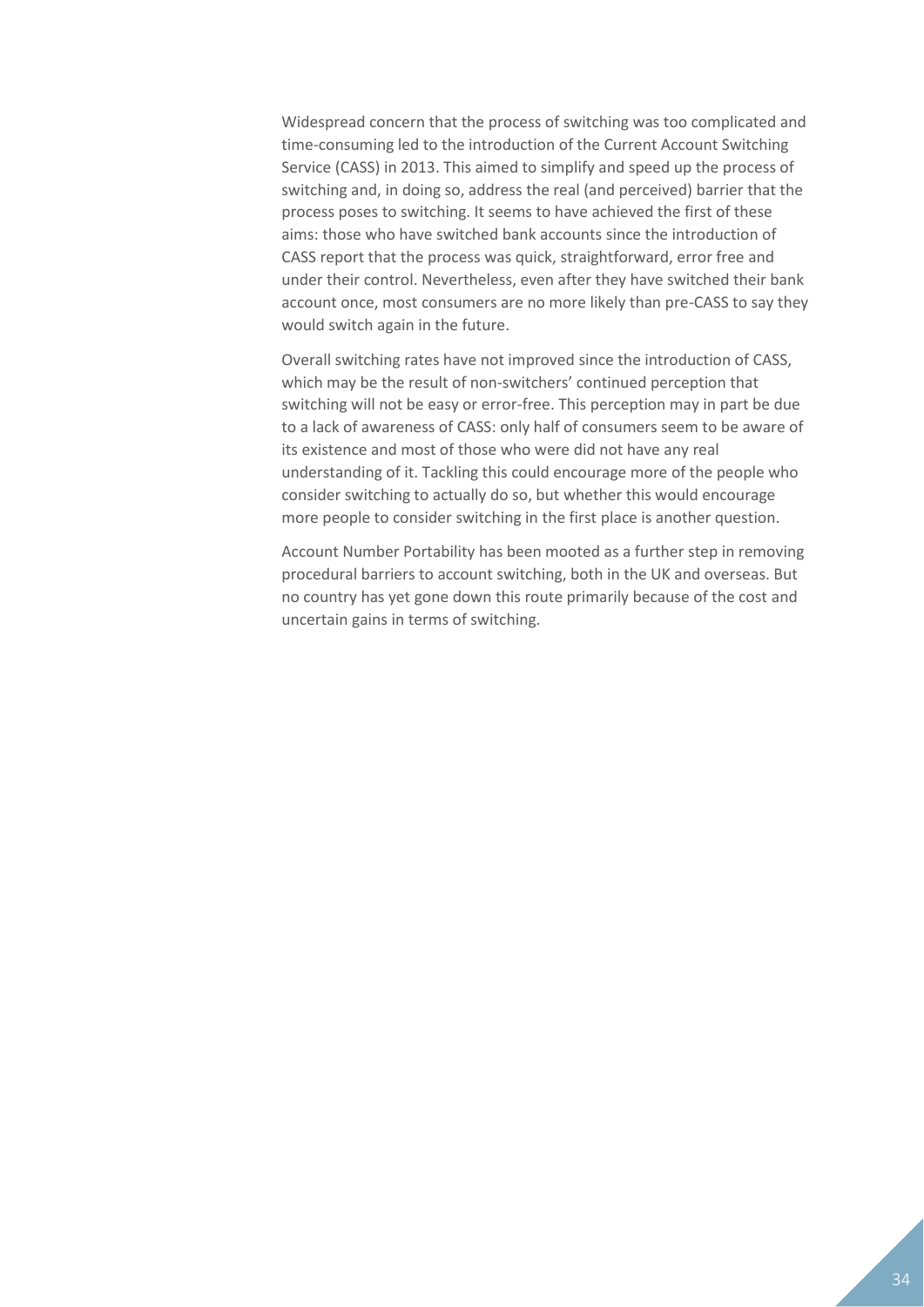Widespread concern that the process of switching was too complicated and time-consuming led to the introduction of the Current Account Switching Service (CASS) in 2013. This aimed to simplify and speed up the process of switching and, in doing so, address the real (and perceived) barrier that the process poses to switching. It seems to have achieved the first of these aims: those who have switched bank accounts since the introduction of CASS report that the process was quick, straightforward, error free and under their control. Nevertheless, even after they have switched their bank account once, most consumers are no more likely than pre-CASS to say they would switch again in the future.

Overall switching rates have not improved since the introduction of CASS, which may be the result of non-switchers' continued perception that switching will not be easy or error-free. This perception may in part be due to a lack of awareness of CASS: only half of consumers seem to be aware of its existence and most of those who were did not have any real understanding of it. Tackling this could encourage more of the people who consider switching to actually do so, but whether this would encourage more people to consider switching in the first place is another question.

Account Number Portability has been mooted as a further step in removing procedural barriers to account switching, both in the UK and overseas. But no country has yet gone down this route primarily because of the cost and uncertain gains in terms of switching.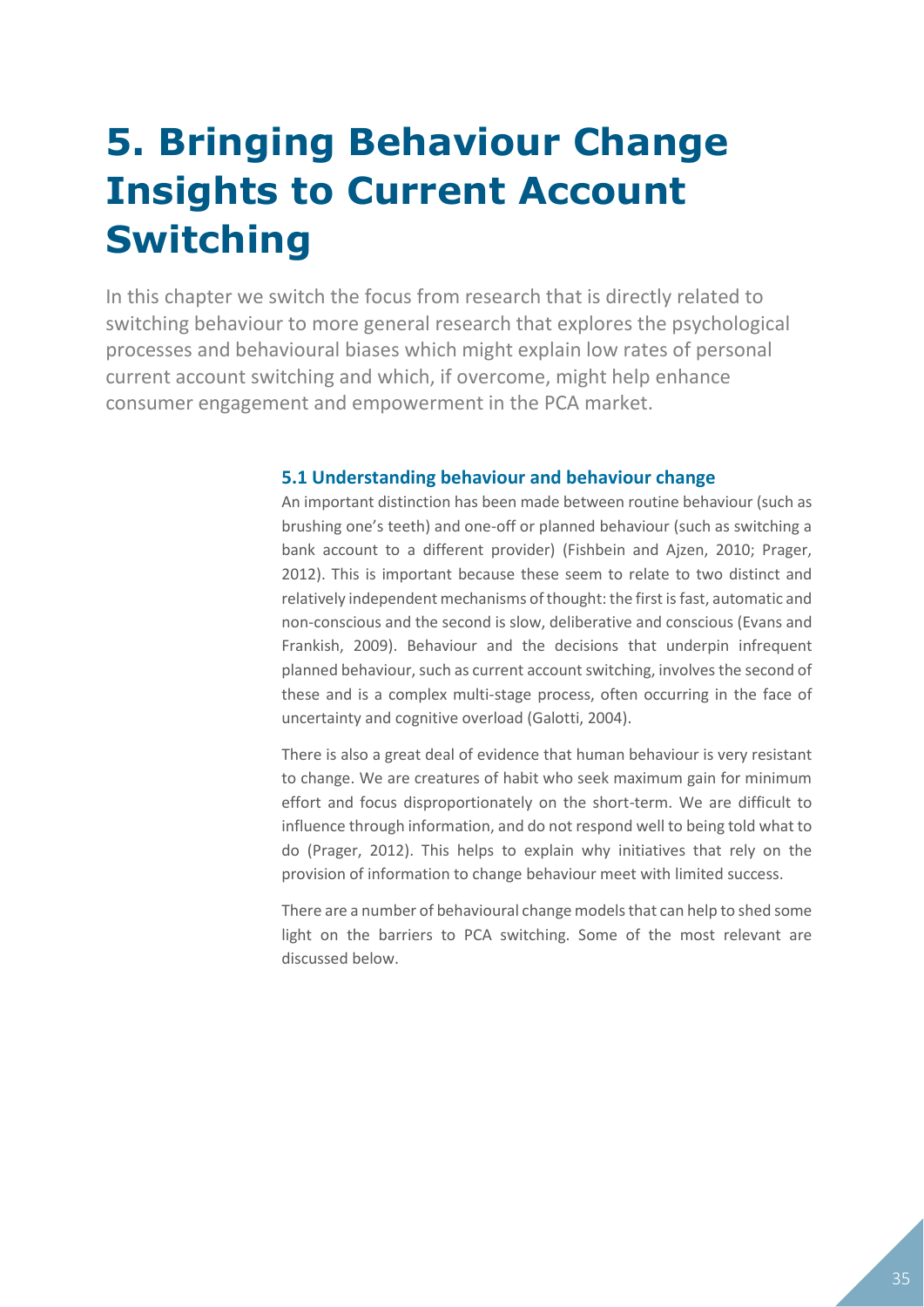# 5. Bringing Behaviour Change Insights to Current Account Switching

In this chapter we switch the focus from research that is directly related to switching behaviour to more general research that explores the psychological processes and behavioural biases which might explain low rates of personal current account switching and which, if overcome, might help enhance consumer engagement and empowerment in the PCA market.

### 5.1 Understanding behaviour and behaviour change

An important distinction has been made between routine behaviour (such as brushing one's teeth) and one-off or planned behaviour (such as switching a bank account to a different provider) (Fishbein and Ajzen, 2010; Prager, 2012). This is important because these seem to relate to two distinct and relatively independent mechanisms of thought: the first is fast, automatic and non-conscious and the second is slow, deliberative and conscious (Evans and Frankish, 2009). Behaviour and the decisions that underpin infrequent planned behaviour, such as current account switching, involves the second of these and is a complex multi-stage process, often occurring in the face of uncertainty and cognitive overload (Galotti, 2004).

There is also a great deal of evidence that human behaviour is very resistant to change. We are creatures of habit who seek maximum gain for minimum effort and focus disproportionately on the short-term. We are difficult to influence through information, and do not respond well to being told what to do (Prager, 2012). This helps to explain why initiatives that rely on the provision of information to change behaviour meet with limited success.

There are a number of behavioural change models that can help to shed some light on the barriers to PCA switching. Some of the most relevant are discussed below.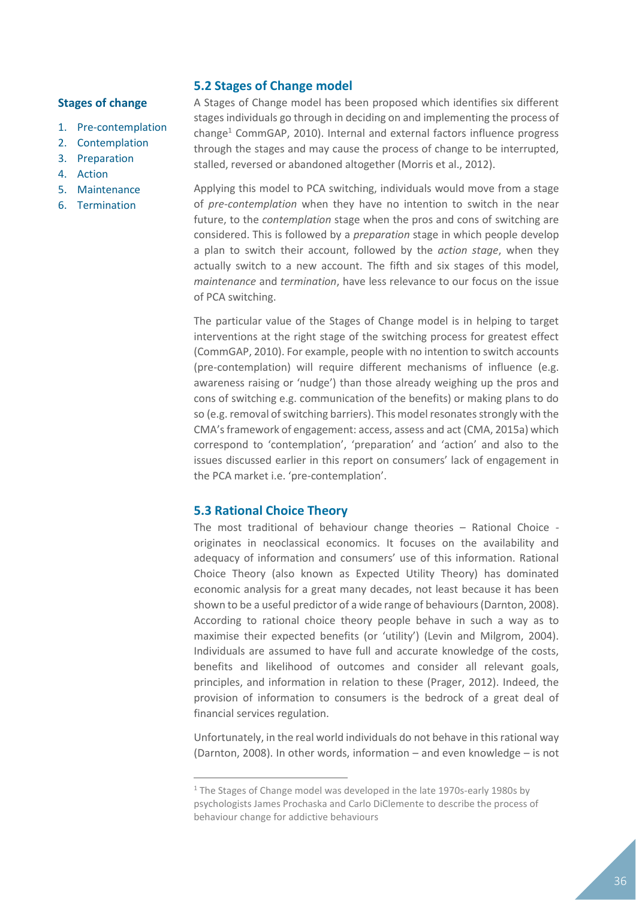**Stages of change**

1. Pre-contemplation
2. Contemplation
3. Preparation
4. Action
5. Maintenance
6. Termination

## 5.2 Stages of Change model

A Stages of Change model has been proposed which identifies six different stages individuals go through in deciding on and implementing the process of change[1] CommGAP, 2010). Internal and external factors influence progress through the stages and may cause the process of change to be interrupted, stalled, reversed or abandoned altogether (Morris et al., 2012).

Applying this model to PCA switching, individuals would move from a stage of *pre-contemplation* when they have no intention to switch in the near future, to the *contemplation* stage when the pros and cons of switching are considered. This is followed by a *preparation* stage in which people develop a plan to switch their account, followed by the *action stage*, when they actually switch to a new account. The fifth and six stages of this model, *maintenance* and *termination*, have less relevance to our focus on the issue of PCA switching.

The particular value of the Stages of Change model is in helping to target interventions at the right stage of the switching process for greatest effect (CommGAP, 2010). For example, people with no intention to switch accounts (pre-contemplation) will require different mechanisms of influence (e.g. awareness raising or 'nudge') than those already weighing up the pros and cons of switching e.g. communication of the benefits) or making plans to do so (e.g. removal of switching barriers). This model resonates strongly with the CMA's framework of engagement: access, assess and act (CMA, 2015a) which correspond to 'contemplation', 'preparation' and 'action' and also to the issues discussed earlier in this report on consumers' lack of engagement in the PCA market i.e. 'pre-contemplation'.

## 5.3 Rational Choice Theory

The most traditional of behaviour change theories – Rational Choice - originates in neoclassical economics. It focuses on the availability and adequacy of information and consumers' use of this information. Rational Choice Theory (also known as Expected Utility Theory) has dominated economic analysis for a great many decades, not least because it has been shown to be a useful predictor of a wide range of behaviours (Darnton, 2008). According to rational choice theory people behave in such a way as to maximise their expected benefits (or 'utility') (Levin and Milgrom, 2004). Individuals are assumed to have full and accurate knowledge of the costs, benefits and likelihood of outcomes and consider all relevant goals, principles, and information in relation to these (Prager, 2012). Indeed, the provision of information to consumers is the bedrock of a great deal of financial services regulation.

Unfortunately, in the real world individuals do not behave in this rational way (Darnton, 2008). In other words, information – and even knowledge – is not

---

[1] The Stages of Change model was developed in the late 1970s-early 1980s by psychologists James Prochaska and Carlo DiClemente to describe the process of behaviour change for addictive behaviours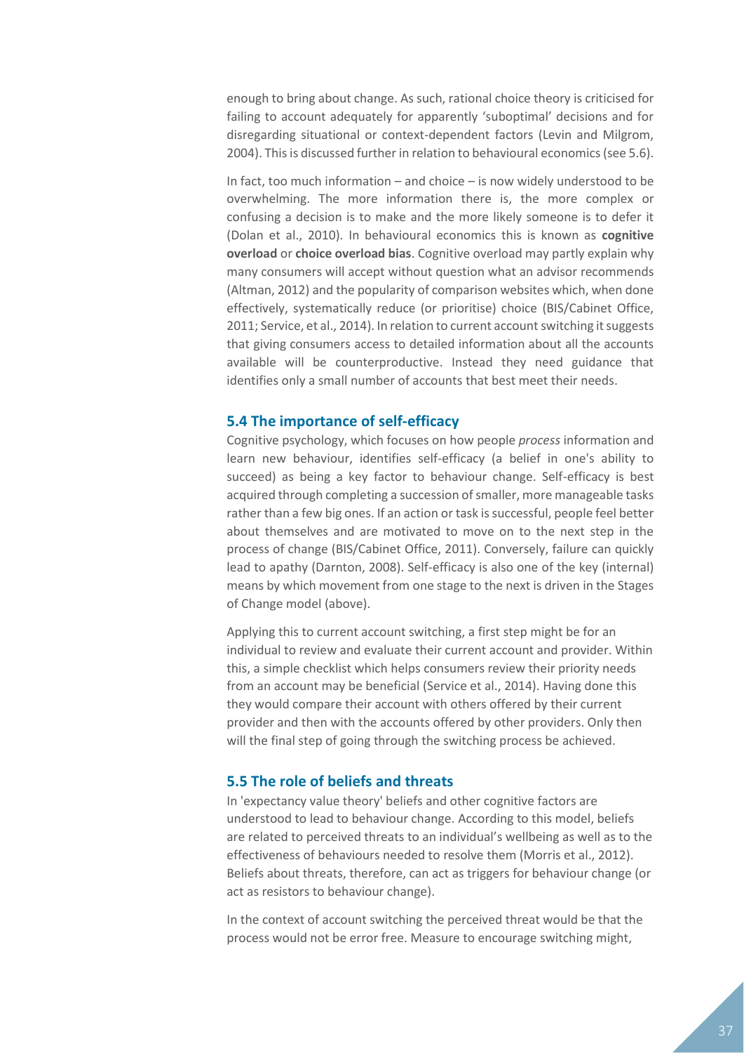enough to bring about change. As such, rational choice theory is criticised for failing to account adequately for apparently 'suboptimal' decisions and for disregarding situational or context-dependent factors (Levin and Milgrom, 2004). This is discussed further in relation to behavioural economics (see 5.6).

In fact, too much information – and choice – is now widely understood to be overwhelming. The more information there is, the more complex or confusing a decision is to make and the more likely someone is to defer it (Dolan et al., 2010). In behavioural economics this is known as **cognitive overload** or **choice overload bias**. Cognitive overload may partly explain why many consumers will accept without question what an advisor recommends (Altman, 2012) and the popularity of comparison websites which, when done effectively, systematically reduce (or prioritise) choice (BIS/Cabinet Office, 2011; Service, et al., 2014). In relation to current account switching it suggests that giving consumers access to detailed information about all the accounts available will be counterproductive. Instead they need guidance that identifies only a small number of accounts that best meet their needs.

## 5.4 The importance of self-efficacy

Cognitive psychology, which focuses on how people *process* information and learn new behaviour, identifies self-efficacy (a belief in one's ability to succeed) as being a key factor to behaviour change. Self-efficacy is best acquired through completing a succession of smaller, more manageable tasks rather than a few big ones. If an action or task is successful, people feel better about themselves and are motivated to move on to the next step in the process of change (BIS/Cabinet Office, 2011). Conversely, failure can quickly lead to apathy (Darnton, 2008). Self-efficacy is also one of the key (internal) means by which movement from one stage to the next is driven in the Stages of Change model (above).

Applying this to current account switching, a first step might be for an individual to review and evaluate their current account and provider. Within this, a simple checklist which helps consumers review their priority needs from an account may be beneficial (Service et al., 2014). Having done this they would compare their account with others offered by their current provider and then with the accounts offered by other providers. Only then will the final step of going through the switching process be achieved.

## 5.5 The role of beliefs and threats

In 'expectancy value theory' beliefs and other cognitive factors are understood to lead to behaviour change. According to this model, beliefs are related to perceived threats to an individual's wellbeing as well as to the effectiveness of behaviours needed to resolve them (Morris et al., 2012). Beliefs about threats, therefore, can act as triggers for behaviour change (or act as resistors to behaviour change).

In the context of account switching the perceived threat would be that the process would not be error free. Measure to encourage switching might,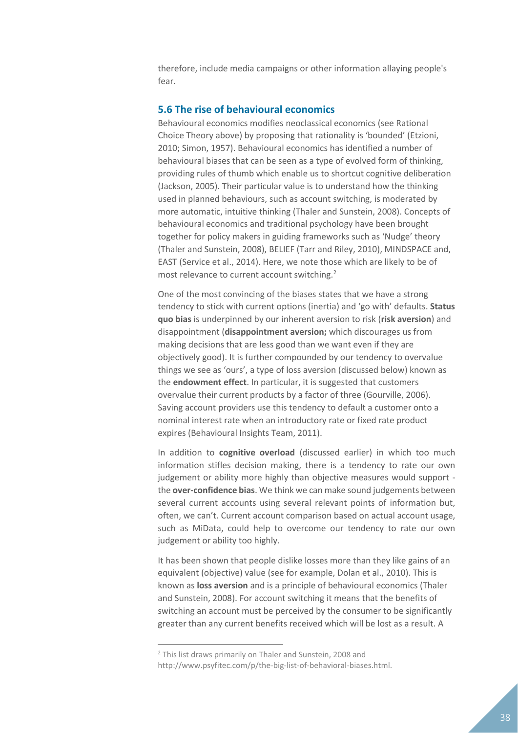therefore, include media campaigns or other information allaying people's fear.

## 5.6 The rise of behavioural economics

Behavioural economics modifies neoclassical economics (see Rational Choice Theory above) by proposing that rationality is 'bounded' (Etzioni, 2010; Simon, 1957). Behavioural economics has identified a number of behavioural biases that can be seen as a type of evolved form of thinking, providing rules of thumb which enable us to shortcut cognitive deliberation (Jackson, 2005). Their particular value is to understand how the thinking used in planned behaviours, such as account switching, is moderated by more automatic, intuitive thinking (Thaler and Sunstein, 2008). Concepts of behavioural economics and traditional psychology have been brought together for policy makers in guiding frameworks such as 'Nudge' theory (Thaler and Sunstein, 2008), BELIEF (Tarr and Riley, 2010), MINDSPACE and, EAST (Service et al., 2014). Here, we note those which are likely to be of most relevance to current account switching.[2]

One of the most convincing of the biases states that we have a strong tendency to stick with current options (inertia) and 'go with' defaults. **Status quo bias** is underpinned by our inherent aversion to risk (**risk aversion**) and disappointment (**disappointment aversion;** which discourages us from making decisions that are less good than we want even if they are objectively good). It is further compounded by our tendency to overvalue things we see as 'ours', a type of loss aversion (discussed below) known as the **endowment effect**. In particular, it is suggested that customers overvalue their current products by a factor of three (Gourville, 2006). Saving account providers use this tendency to default a customer onto a nominal interest rate when an introductory rate or fixed rate product expires (Behavioural Insights Team, 2011).

In addition to **cognitive overload** (discussed earlier) in which too much information stifles decision making, there is a tendency to rate our own judgement or ability more highly than objective measures would support - the **over-confidence bias**. We think we can make sound judgements between several current accounts using several relevant points of information but, often, we can't. Current account comparison based on actual account usage, such as MiData, could help to overcome our tendency to rate our own judgement or ability too highly.

It has been shown that people dislike losses more than they like gains of an equivalent (objective) value (see for example, Dolan et al., 2010). This is known as **loss aversion** and is a principle of behavioural economics (Thaler and Sunstein, 2008). For account switching it means that the benefits of switching an account must be perceived by the consumer to be significantly greater than any current benefits received which will be lost as a result. A

[2] This list draws primarily on Thaler and Sunstein, 2008 and http://www.psyfitec.com/p/the-big-list-of-behavioral-biases.html.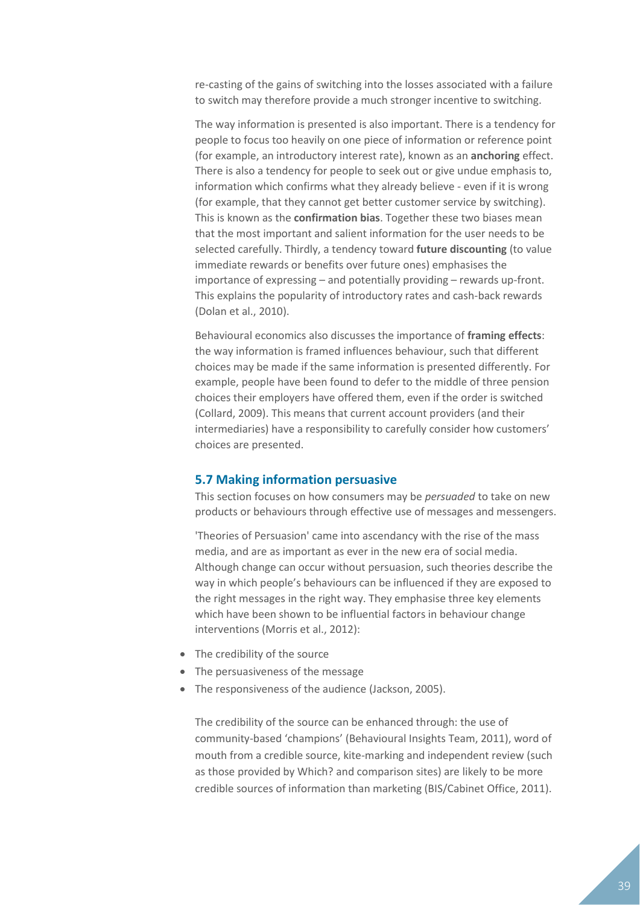re-casting of the gains of switching into the losses associated with a failure to switch may therefore provide a much stronger incentive to switching.

The way information is presented is also important. There is a tendency for people to focus too heavily on one piece of information or reference point (for example, an introductory interest rate), known as an **anchoring** effect. There is also a tendency for people to seek out or give undue emphasis to, information which confirms what they already believe - even if it is wrong (for example, that they cannot get better customer service by switching). This is known as the **confirmation bias**. Together these two biases mean that the most important and salient information for the user needs to be selected carefully. Thirdly, a tendency toward **future discounting** (to value immediate rewards or benefits over future ones) emphasises the importance of expressing – and potentially providing – rewards up-front. This explains the popularity of introductory rates and cash-back rewards (Dolan et al., 2010).

Behavioural economics also discusses the importance of **framing effects**: the way information is framed influences behaviour, such that different choices may be made if the same information is presented differently. For example, people have been found to defer to the middle of three pension choices their employers have offered them, even if the order is switched (Collard, 2009). This means that current account providers (and their intermediaries) have a responsibility to carefully consider how customers' choices are presented.

## 5.7 Making information persuasive

This section focuses on how consumers may be *persuaded* to take on new products or behaviours through effective use of messages and messengers.

'Theories of Persuasion' came into ascendancy with the rise of the mass media, and are as important as ever in the new era of social media. Although change can occur without persuasion, such theories describe the way in which people's behaviours can be influenced if they are exposed to the right messages in the right way. They emphasise three key elements which have been shown to be influential factors in behaviour change interventions (Morris et al., 2012):

- The credibility of the source
- The persuasiveness of the message
- The responsiveness of the audience (Jackson, 2005).

The credibility of the source can be enhanced through: the use of community-based 'champions' (Behavioural Insights Team, 2011), word of mouth from a credible source, kite-marking and independent review (such as those provided by Which? and comparison sites) are likely to be more credible sources of information than marketing (BIS/Cabinet Office, 2011).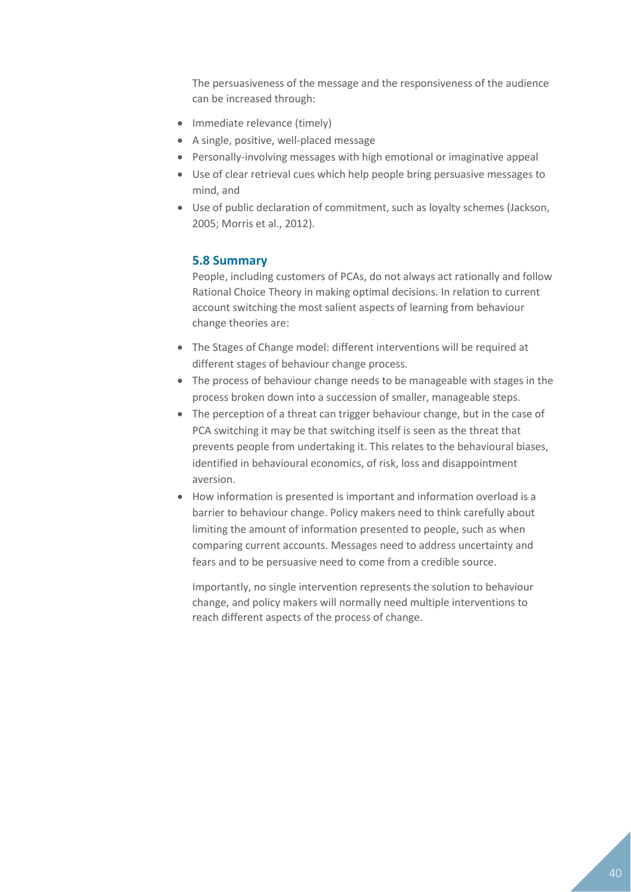The persuasiveness of the message and the responsiveness of the audience can be increased through:

- Immediate relevance (timely)
- A single, positive, well-placed message
- Personally-involving messages with high emotional or imaginative appeal
- Use of clear retrieval cues which help people bring persuasive messages to mind, and
- Use of public declaration of commitment, such as loyalty schemes (Jackson, 2005; Morris et al., 2012).

### 5.8 Summary

People, including customers of PCAs, do not always act rationally and follow Rational Choice Theory in making optimal decisions. In relation to current account switching the most salient aspects of learning from behaviour change theories are:

- The Stages of Change model: different interventions will be required at different stages of behaviour change process.
- The process of behaviour change needs to be manageable with stages in the process broken down into a succession of smaller, manageable steps.
- The perception of a threat can trigger behaviour change, but in the case of PCA switching it may be that switching itself is seen as the threat that prevents people from undertaking it. This relates to the behavioural biases, identified in behavioural economics, of risk, loss and disappointment aversion.
- How information is presented is important and information overload is a barrier to behaviour change. Policy makers need to think carefully about limiting the amount of information presented to people, such as when comparing current accounts. Messages need to address uncertainty and fears and to be persuasive need to come from a credible source.

Importantly, no single intervention represents the solution to behaviour change, and policy makers will normally need multiple interventions to reach different aspects of the process of change.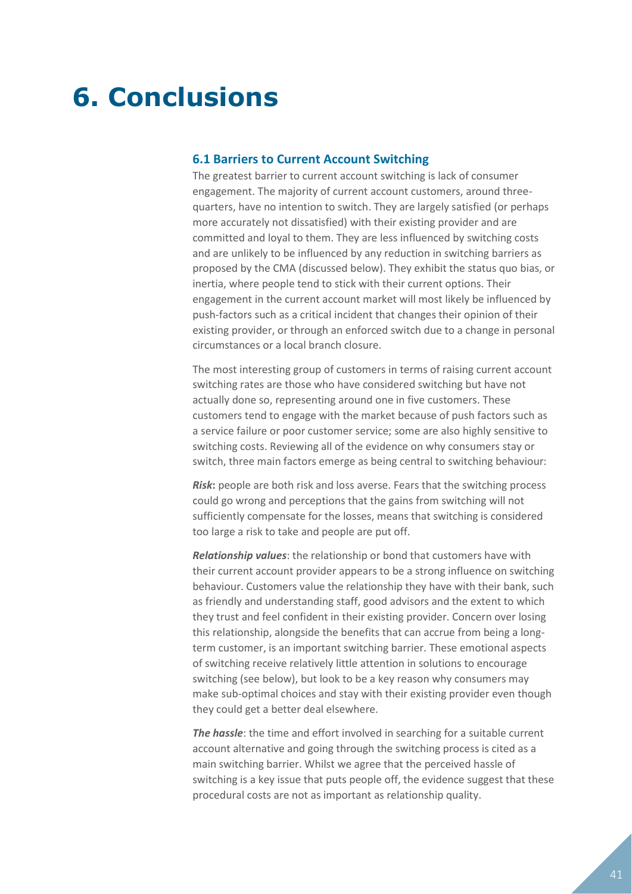# 6. Conclusions

## 6.1 Barriers to Current Account Switching

The greatest barrier to current account switching is lack of consumer engagement. The majority of current account customers, around three-quarters, have no intention to switch. They are largely satisfied (or perhaps more accurately not dissatisfied) with their existing provider and are committed and loyal to them. They are less influenced by switching costs and are unlikely to be influenced by any reduction in switching barriers as proposed by the CMA (discussed below). They exhibit the status quo bias, or inertia, where people tend to stick with their current options. Their engagement in the current account market will most likely be influenced by push-factors such as a critical incident that changes their opinion of their existing provider, or through an enforced switch due to a change in personal circumstances or a local branch closure.

The most interesting group of customers in terms of raising current account switching rates are those who have considered switching but have not actually done so, representing around one in five customers. These customers tend to engage with the market because of push factors such as a service failure or poor customer service; some are also highly sensitive to switching costs. Reviewing all of the evidence on why consumers stay or switch, three main factors emerge as being central to switching behaviour:

***Risk*****:** people are both risk and loss averse. Fears that the switching process could go wrong and perceptions that the gains from switching will not sufficiently compensate for the losses, means that switching is considered too large a risk to take and people are put off.

***Relationship values***: the relationship or bond that customers have with their current account provider appears to be a strong influence on switching behaviour. Customers value the relationship they have with their bank, such as friendly and understanding staff, good advisors and the extent to which they trust and feel confident in their existing provider. Concern over losing this relationship, alongside the benefits that can accrue from being a long-term customer, is an important switching barrier. These emotional aspects of switching receive relatively little attention in solutions to encourage switching (see below), but look to be a key reason why consumers may make sub-optimal choices and stay with their existing provider even though they could get a better deal elsewhere.

***The hassle***: the time and effort involved in searching for a suitable current account alternative and going through the switching process is cited as a main switching barrier. Whilst we agree that the perceived hassle of switching is a key issue that puts people off, the evidence suggest that these procedural costs are not as important as relationship quality.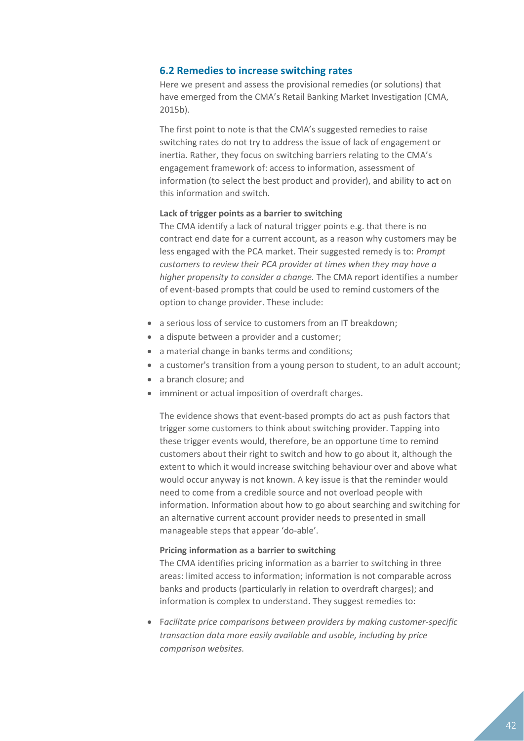## 6.2 Remedies to increase switching rates

Here we present and assess the provisional remedies (or solutions) that have emerged from the CMA's Retail Banking Market Investigation (CMA, 2015b).

The first point to note is that the CMA's suggested remedies to raise switching rates do not try to address the issue of lack of engagement or inertia. Rather, they focus on switching barriers relating to the CMA's engagement framework of: access to information, assessment of information (to select the best product and provider), and ability to **act** on this information and switch.

**Lack of trigger points as a barrier to switching**

The CMA identify a lack of natural trigger points e.g. that there is no contract end date for a current account, as a reason why customers may be less engaged with the PCA market. Their suggested remedy is to: *Prompt customers to review their PCA provider at times when they may have a higher propensity to consider a change.* The CMA report identifies a number of event-based prompts that could be used to remind customers of the option to change provider. These include:

- a serious loss of service to customers from an IT breakdown;
- a dispute between a provider and a customer;
- a material change in banks terms and conditions;
- a customer's transition from a young person to student, to an adult account;
- a branch closure; and
- imminent or actual imposition of overdraft charges.

The evidence shows that event-based prompts do act as push factors that trigger some customers to think about switching provider. Tapping into these trigger events would, therefore, be an opportune time to remind customers about their right to switch and how to go about it, although the extent to which it would increase switching behaviour over and above what would occur anyway is not known. A key issue is that the reminder would need to come from a credible source and not overload people with information. Information about how to go about searching and switching for an alternative current account provider needs to presented in small manageable steps that appear 'do-able'.

**Pricing information as a barrier to switching**

The CMA identifies pricing information as a barrier to switching in three areas: limited access to information; information is not comparable across banks and products (particularly in relation to overdraft charges); and information is complex to understand. They suggest remedies to:

- F*acilitate price comparisons between providers by making customer-specific transaction data more easily available and usable, including by price comparison websites.*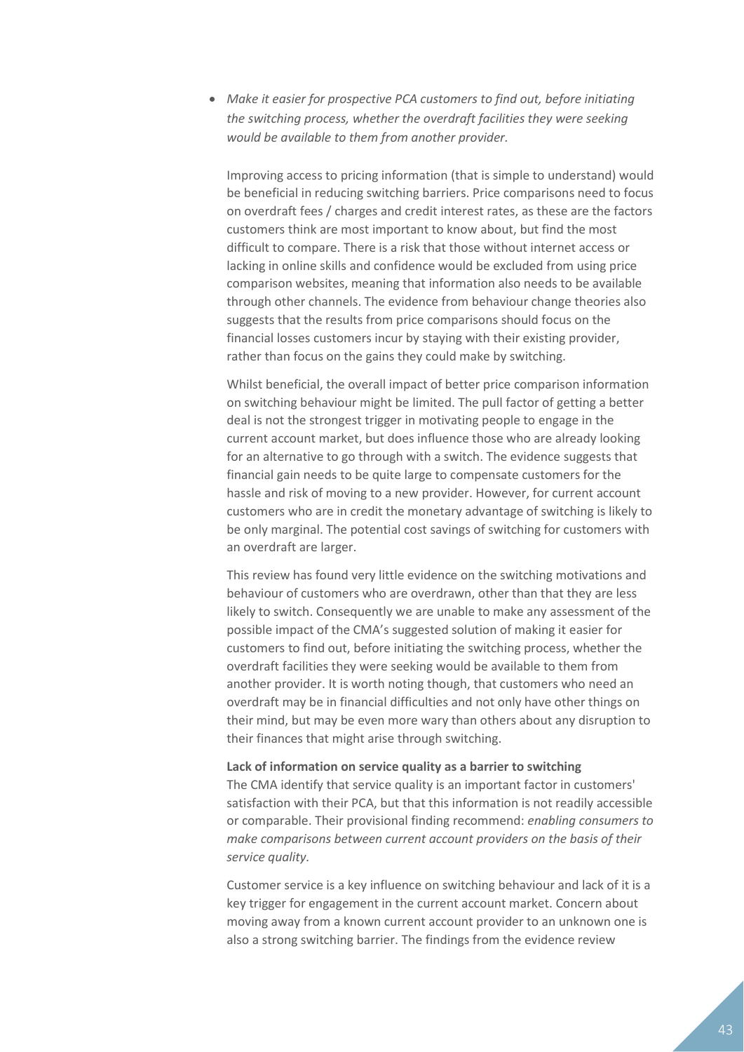- *Make it easier for prospective PCA customers to find out, before initiating the switching process, whether the overdraft facilities they were seeking would be available to them from another provider.*

  Improving access to pricing information (that is simple to understand) would be beneficial in reducing switching barriers. Price comparisons need to focus on overdraft fees / charges and credit interest rates, as these are the factors customers think are most important to know about, but find the most difficult to compare. There is a risk that those without internet access or lacking in online skills and confidence would be excluded from using price comparison websites, meaning that information also needs to be available through other channels. The evidence from behaviour change theories also suggests that the results from price comparisons should focus on the financial losses customers incur by staying with their existing provider, rather than focus on the gains they could make by switching.

  Whilst beneficial, the overall impact of better price comparison information on switching behaviour might be limited. The pull factor of getting a better deal is not the strongest trigger in motivating people to engage in the current account market, but does influence those who are already looking for an alternative to go through with a switch. The evidence suggests that financial gain needs to be quite large to compensate customers for the hassle and risk of moving to a new provider. However, for current account customers who are in credit the monetary advantage of switching is likely to be only marginal. The potential cost savings of switching for customers with an overdraft are larger.

  This review has found very little evidence on the switching motivations and behaviour of customers who are overdrawn, other than that they are less likely to switch. Consequently we are unable to make any assessment of the possible impact of the CMA's suggested solution of making it easier for customers to find out, before initiating the switching process, whether the overdraft facilities they were seeking would be available to them from another provider. It is worth noting though, that customers who need an overdraft may be in financial difficulties and not only have other things on their mind, but may be even more wary than others about any disruption to their finances that might arise through switching.

**Lack of information on service quality as a barrier to switching**

The CMA identify that service quality is an important factor in customers' satisfaction with their PCA, but that this information is not readily accessible or comparable. Their provisional finding recommend: *enabling consumers to make comparisons between current account providers on the basis of their service quality.*

Customer service is a key influence on switching behaviour and lack of it is a key trigger for engagement in the current account market. Concern about moving away from a known current account provider to an unknown one is also a strong switching barrier. The findings from the evidence review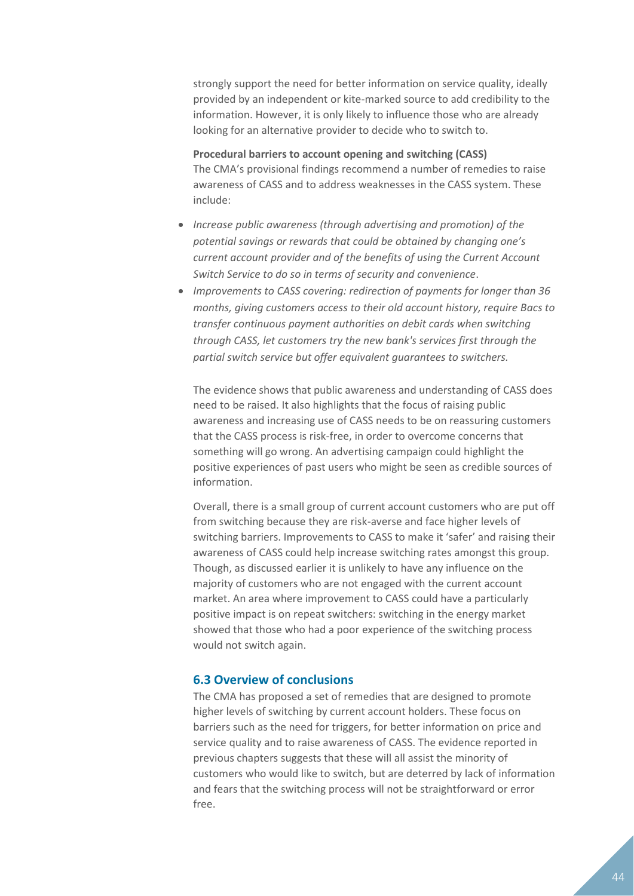strongly support the need for better information on service quality, ideally provided by an independent or kite-marked source to add credibility to the information. However, it is only likely to influence those who are already looking for an alternative provider to decide who to switch to.

**Procedural barriers to account opening and switching (CASS)**
The CMA's provisional findings recommend a number of remedies to raise awareness of CASS and to address weaknesses in the CASS system. These include:

- *Increase public awareness (through advertising and promotion) of the potential savings or rewards that could be obtained by changing one's current account provider and of the benefits of using the Current Account Switch Service to do so in terms of security and convenience*.
- *Improvements to CASS covering: redirection of payments for longer than 36 months, giving customers access to their old account history, require Bacs to transfer continuous payment authorities on debit cards when switching through CASS, let customers try the new bank's services first through the partial switch service but offer equivalent guarantees to switchers.*

The evidence shows that public awareness and understanding of CASS does need to be raised. It also highlights that the focus of raising public awareness and increasing use of CASS needs to be on reassuring customers that the CASS process is risk-free, in order to overcome concerns that something will go wrong. An advertising campaign could highlight the positive experiences of past users who might be seen as credible sources of information.

Overall, there is a small group of current account customers who are put off from switching because they are risk-averse and face higher levels of switching barriers. Improvements to CASS to make it 'safer' and raising their awareness of CASS could help increase switching rates amongst this group. Though, as discussed earlier it is unlikely to have any influence on the majority of customers who are not engaged with the current account market. An area where improvement to CASS could have a particularly positive impact is on repeat switchers: switching in the energy market showed that those who had a poor experience of the switching process would not switch again.

### 6.3 Overview of conclusions

The CMA has proposed a set of remedies that are designed to promote higher levels of switching by current account holders. These focus on barriers such as the need for triggers, for better information on price and service quality and to raise awareness of CASS. The evidence reported in previous chapters suggests that these will all assist the minority of customers who would like to switch, but are deterred by lack of information and fears that the switching process will not be straightforward or error free.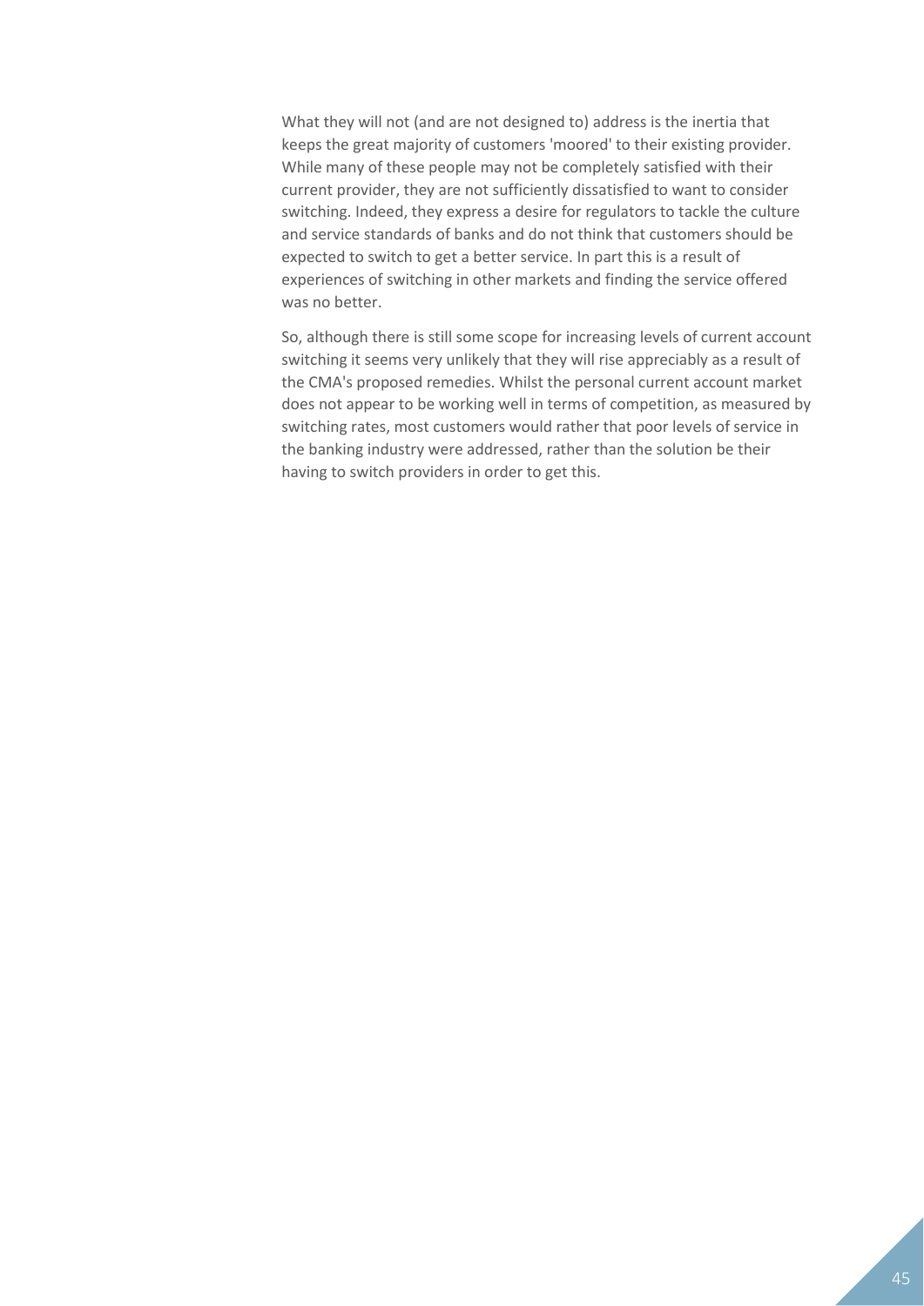What they will not (and are not designed to) address is the inertia that keeps the great majority of customers 'moored' to their existing provider. While many of these people may not be completely satisfied with their current provider, they are not sufficiently dissatisfied to want to consider switching. Indeed, they express a desire for regulators to tackle the culture and service standards of banks and do not think that customers should be expected to switch to get a better service. In part this is a result of experiences of switching in other markets and finding the service offered was no better.

So, although there is still some scope for increasing levels of current account switching it seems very unlikely that they will rise appreciably as a result of the CMA's proposed remedies. Whilst the personal current account market does not appear to be working well in terms of competition, as measured by switching rates, most customers would rather that poor levels of service in the banking industry were addressed, rather than the solution be their having to switch providers in order to get this.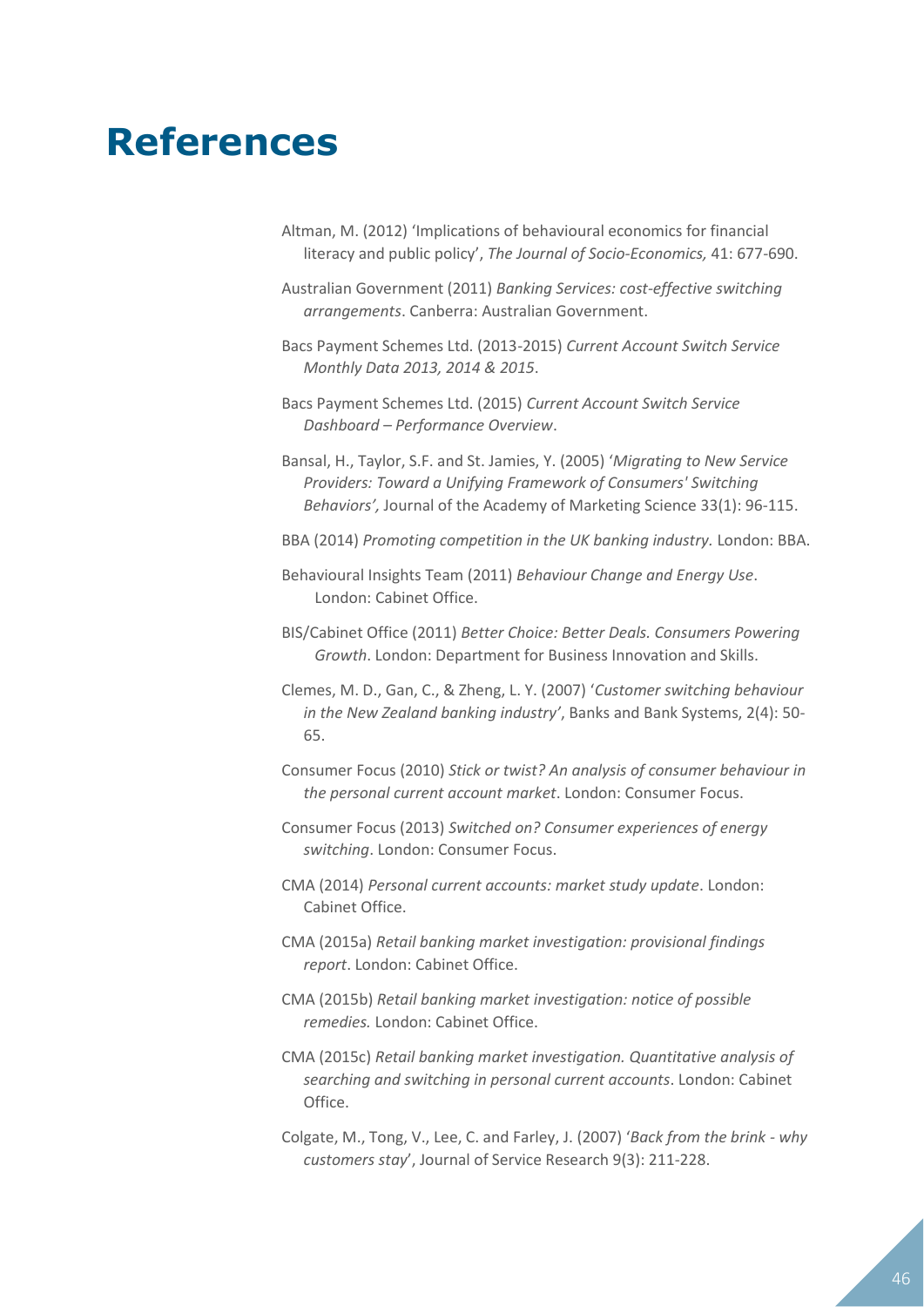# References

Altman, M. (2012) 'Implications of behavioural economics for financial literacy and public policy', *The Journal of Socio-Economics,* 41: 677-690.

Australian Government (2011) *Banking Services: cost-effective switching arrangements*. Canberra: Australian Government.

Bacs Payment Schemes Ltd. (2013-2015) *Current Account Switch Service Monthly Data 2013, 2014 & 2015*.

Bacs Payment Schemes Ltd. (2015) *Current Account Switch Service Dashboard – Performance Overview*.

Bansal, H., Taylor, S.F. and St. Jamies, Y. (2005) '*Migrating to New Service Providers: Toward a Unifying Framework of Consumers' Switching Behaviors',* Journal of the Academy of Marketing Science 33(1): 96-115.

BBA (2014) *Promoting competition in the UK banking industry.* London: BBA.

Behavioural Insights Team (2011) *Behaviour Change and Energy Use*. London: Cabinet Office.

BIS/Cabinet Office (2011) *Better Choice: Better Deals. Consumers Powering Growth*. London: Department for Business Innovation and Skills.

Clemes, M. D., Gan, C., & Zheng, L. Y. (2007) '*Customer switching behaviour in the New Zealand banking industry'*, Banks and Bank Systems, 2(4): 50-65.

Consumer Focus (2010) *Stick or twist? An analysis of consumer behaviour in the personal current account market*. London: Consumer Focus.

Consumer Focus (2013) *Switched on? Consumer experiences of energy switching*. London: Consumer Focus.

CMA (2014) *Personal current accounts: market study update*. London: Cabinet Office.

CMA (2015a) *Retail banking market investigation: provisional findings report*. London: Cabinet Office.

CMA (2015b) *Retail banking market investigation: notice of possible remedies.* London: Cabinet Office.

CMA (2015c) *Retail banking market investigation. Quantitative analysis of searching and switching in personal current accounts*. London: Cabinet Office.

Colgate, M., Tong, V., Lee, C. and Farley, J. (2007) '*Back from the brink - why customers stay*', Journal of Service Research 9(3): 211-228.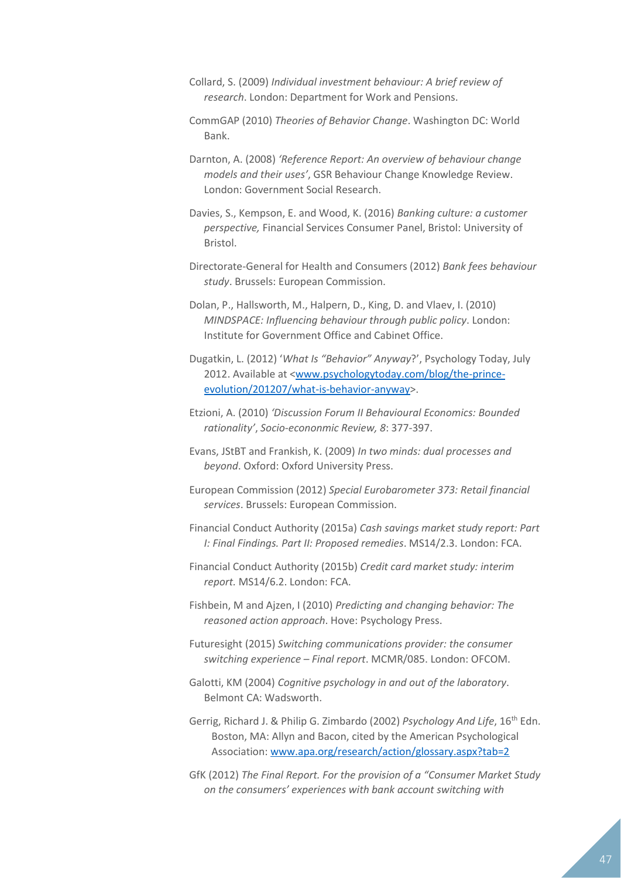Collard, S. (2009) *Individual investment behaviour: A brief review of research*. London: Department for Work and Pensions.

CommGAP (2010) *Theories of Behavior Change*. Washington DC: World Bank.

Darnton, A. (2008) *'Reference Report: An overview of behaviour change models and their uses'*, GSR Behaviour Change Knowledge Review. London: Government Social Research.

Davies, S., Kempson, E. and Wood, K. (2016) *Banking culture: a customer perspective,* Financial Services Consumer Panel, Bristol: University of Bristol.

Directorate-General for Health and Consumers (2012) *Bank fees behaviour study*. Brussels: European Commission.

Dolan, P., Hallsworth, M., Halpern, D., King, D. and Vlaev, I. (2010) *MINDSPACE: Influencing behaviour through public policy*. London: Institute for Government Office and Cabinet Office.

Dugatkin, L. (2012) '*What Is "Behavior" Anyway*?', Psychology Today, July 2012. Available at <www.psychologytoday.com/blog/the-prince-evolution/201207/what-is-behavior-anyway>.

Etzioni, A. (2010) *'Discussion Forum II Behavioural Economics: Bounded rationality'*, *Socio-econonmic Review, 8*: 377-397.

Evans, JStBT and Frankish, K. (2009) *In two minds: dual processes and beyond*. Oxford: Oxford University Press.

European Commission (2012) *Special Eurobarometer 373: Retail financial services*. Brussels: European Commission.

Financial Conduct Authority (2015a) *Cash savings market study report: Part I: Final Findings. Part II: Proposed remedies*. MS14/2.3. London: FCA.

Financial Conduct Authority (2015b) *Credit card market study: interim report.* MS14/6.2. London: FCA.

Fishbein, M and Ajzen, I (2010) *Predicting and changing behavior: The reasoned action approach*. Hove: Psychology Press.

Futuresight (2015) *Switching communications provider: the consumer switching experience – Final report*. MCMR/085. London: OFCOM.

Galotti, KM (2004) *Cognitive psychology in and out of the laboratory*. Belmont CA: Wadsworth.

Gerrig, Richard J. & Philip G. Zimbardo (2002) *Psychology And Life*, 16th Edn. Boston, MA: Allyn and Bacon, cited by the American Psychological Association: www.apa.org/research/action/glossary.aspx?tab=2

GfK (2012) *The Final Report. For the provision of a "Consumer Market Study on the consumers' experiences with bank account switching with*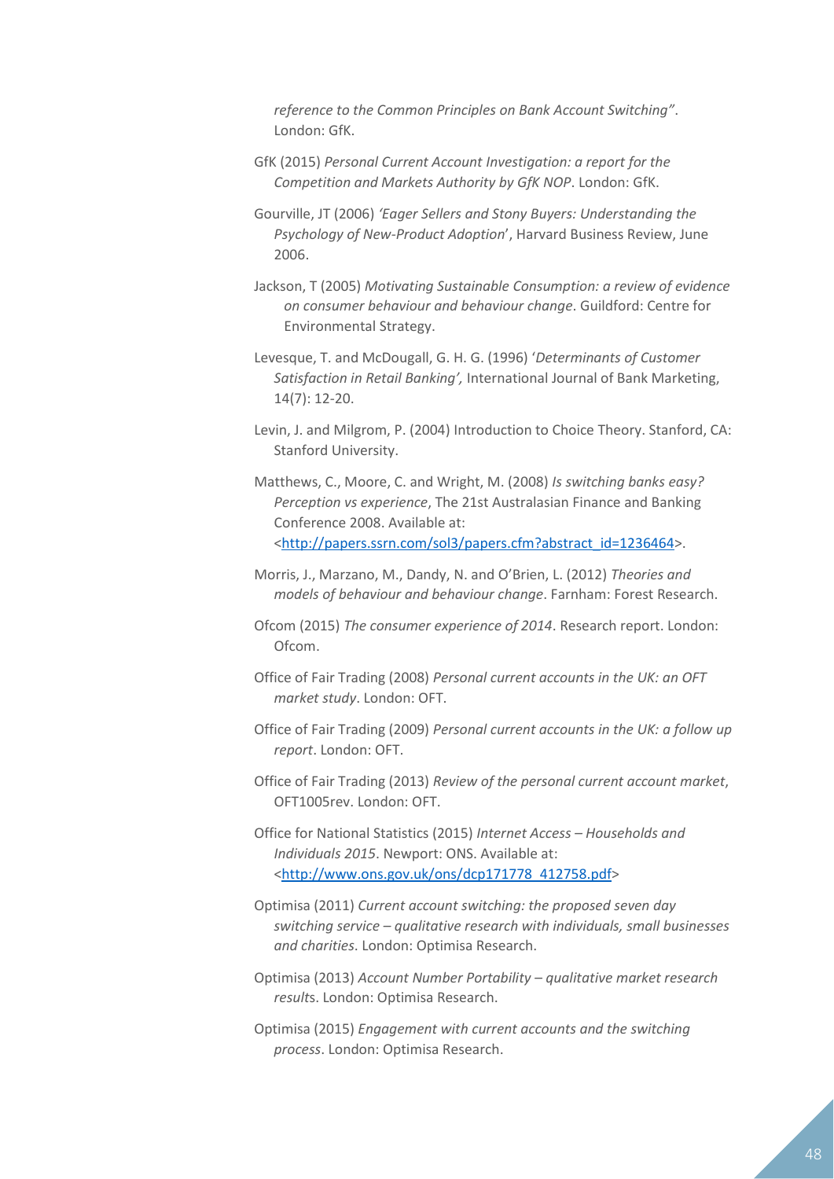*reference to the Common Principles on Bank Account Switching"*. London: GfK.

GfK (2015) *Personal Current Account Investigation: a report for the Competition and Markets Authority by GfK NOP*. London: GfK.

Gourville, JT (2006) *'Eager Sellers and Stony Buyers: Understanding the Psychology of New-Product Adoption*', Harvard Business Review, June 2006.

Jackson, T (2005) *Motivating Sustainable Consumption: a review of evidence on consumer behaviour and behaviour change*. Guildford: Centre for Environmental Strategy.

Levesque, T. and McDougall, G. H. G. (1996) '*Determinants of Customer Satisfaction in Retail Banking',* International Journal of Bank Marketing, 14(7): 12-20.

Levin, J. and Milgrom, P. (2004) Introduction to Choice Theory. Stanford, CA: Stanford University.

Matthews, C., Moore, C. and Wright, M. (2008) *Is switching banks easy? Perception vs experience*, The 21st Australasian Finance and Banking Conference 2008. Available at: <http://papers.ssrn.com/sol3/papers.cfm?abstract_id=1236464>.

Morris, J., Marzano, M., Dandy, N. and O'Brien, L. (2012) *Theories and models of behaviour and behaviour change*. Farnham: Forest Research.

Ofcom (2015) *The consumer experience of 2014*. Research report. London: Ofcom.

Office of Fair Trading (2008) *Personal current accounts in the UK: an OFT market study*. London: OFT.

Office of Fair Trading (2009) *Personal current accounts in the UK: a follow up report*. London: OFT.

Office of Fair Trading (2013) *Review of the personal current account market*, OFT1005rev. London: OFT.

Office for National Statistics (2015) *Internet Access – Households and Individuals 2015*. Newport: ONS. Available at: <http://www.ons.gov.uk/ons/dcp171778_412758.pdf>

Optimisa (2011) *Current account switching: the proposed seven day switching service – qualitative research with individuals, small businesses and charities*. London: Optimisa Research.

Optimisa (2013) *Account Number Portability – qualitative market research results*. London: Optimisa Research.

Optimisa (2015) *Engagement with current accounts and the switching process*. London: Optimisa Research.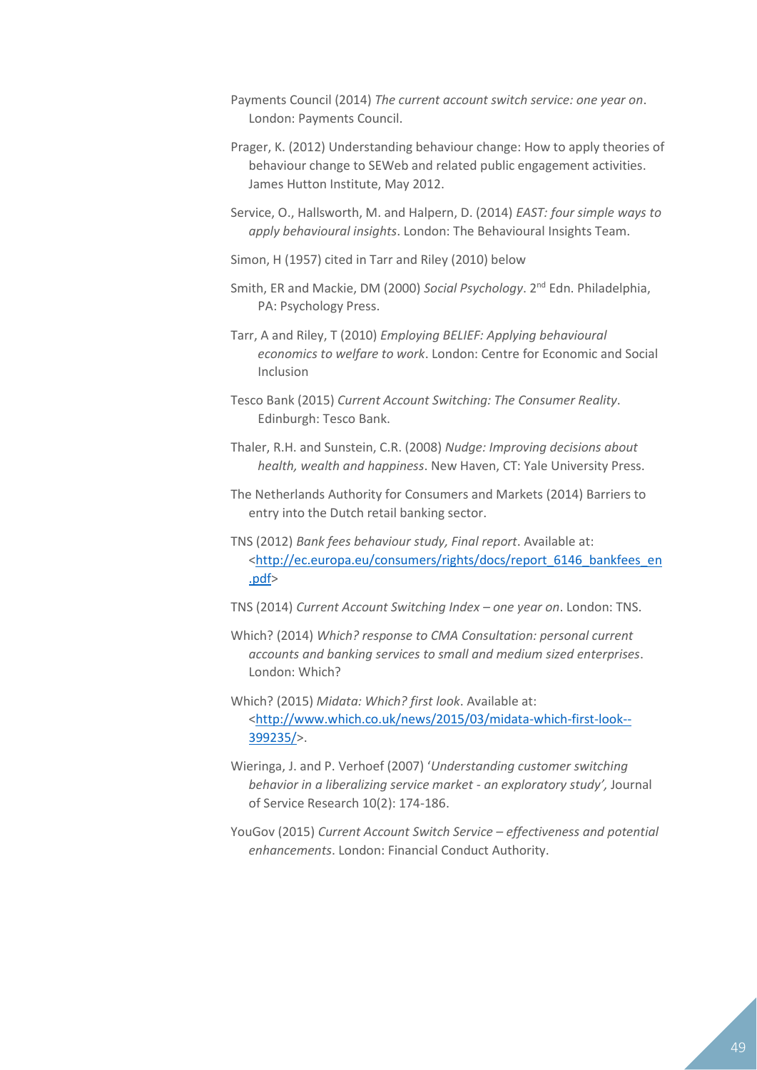Payments Council (2014) *The current account switch service: one year on*. London: Payments Council.

Prager, K. (2012) Understanding behaviour change: How to apply theories of behaviour change to SEWeb and related public engagement activities. James Hutton Institute, May 2012.

Service, O., Hallsworth, M. and Halpern, D. (2014) *EAST: four simple ways to apply behavioural insights*. London: The Behavioural Insights Team.

Simon, H (1957) cited in Tarr and Riley (2010) below

Smith, ER and Mackie, DM (2000) *Social Psychology*. 2nd Edn. Philadelphia, PA: Psychology Press.

Tarr, A and Riley, T (2010) *Employing BELIEF: Applying behavioural economics to welfare to work*. London: Centre for Economic and Social Inclusion

Tesco Bank (2015) *Current Account Switching: The Consumer Reality*. Edinburgh: Tesco Bank.

Thaler, R.H. and Sunstein, C.R. (2008) *Nudge: Improving decisions about health, wealth and happiness*. New Haven, CT: Yale University Press.

The Netherlands Authority for Consumers and Markets (2014) Barriers to entry into the Dutch retail banking sector.

TNS (2012) *Bank fees behaviour study, Final report*. Available at: <http://ec.europa.eu/consumers/rights/docs/report_6146_bankfees_en.pdf>

TNS (2014) *Current Account Switching Index – one year on*. London: TNS.

Which? (2014) *Which? response to CMA Consultation: personal current accounts and banking services to small and medium sized enterprises*. London: Which?

Which? (2015) *Midata: Which? first look*. Available at: <http://www.which.co.uk/news/2015/03/midata-which-first-look--399235/>.

Wieringa, J. and P. Verhoef (2007) '*Understanding customer switching behavior in a liberalizing service market - an exploratory study',* Journal of Service Research 10(2): 174-186.

YouGov (2015) *Current Account Switch Service – effectiveness and potential enhancements*. London: Financial Conduct Authority.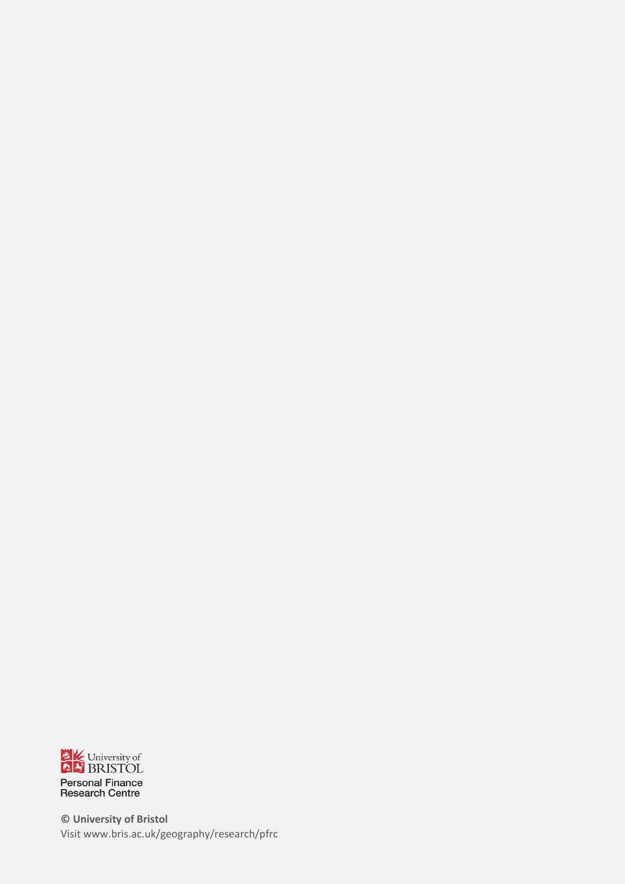University of BRISTOL

Personal Finance Research Centre

**© University of Bristol**

Visit www.bris.ac.uk/geography/research/pfrc